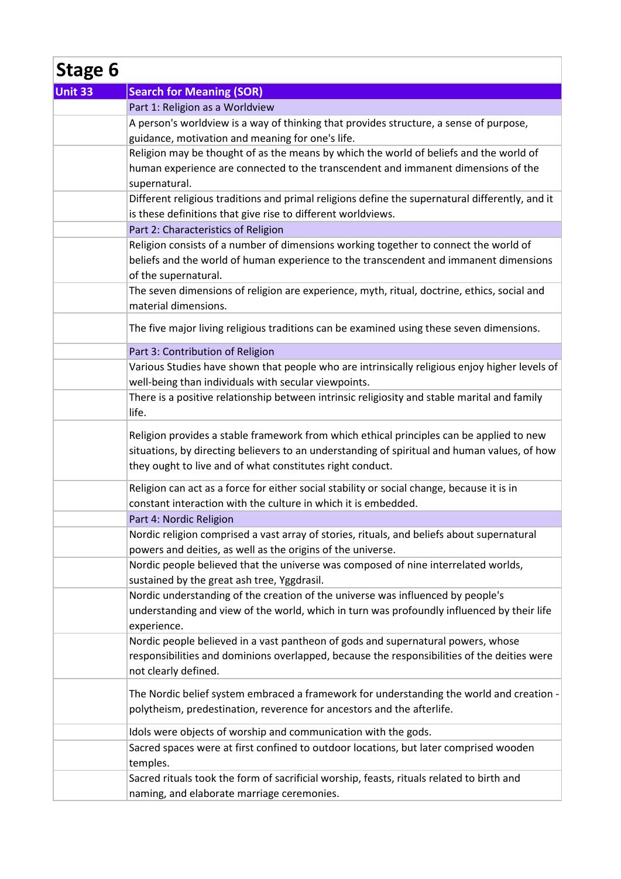# Stage 6

| Unit 33 | Search for Meaning (SOR) |
|---|---|
| | Part 1: Religion as a Worldview |
| | A person's worldview is a way of thinking that provides structure, a sense of purpose, guidance, motivation and meaning for one's life. |
| | Religion may be thought of as the means by which the world of beliefs and the world of human experience are connected to the transcendent and immanent dimensions of the supernatural. |
| | Different religious traditions and primal religions define the supernatural differently, and it is these definitions that give rise to different worldviews. |
| | Part 2: Characteristics of Religion |
| | Religion consists of a number of dimensions working together to connect the world of beliefs and the world of human experience to the transcendent and immanent dimensions of the supernatural. |
| | The seven dimensions of religion are experience, myth, ritual, doctrine, ethics, social and material dimensions. |
| | The five major living religious traditions can be examined using these seven dimensions. |
| | Part 3: Contribution of Religion |
| | Various Studies have shown that people who are intrinsically religious enjoy higher levels of well-being than individuals with secular viewpoints. |
| | There is a positive relationship between intrinsic religiosity and stable marital and family life. |
| | Religion provides a stable framework from which ethical principles can be applied to new situations, by directing believers to an understanding of spiritual and human values, of how they ought to live and of what constitutes right conduct. |
| | Religion can act as a force for either social stability or social change, because it is in constant interaction with the culture in which it is embedded. |
| | Part 4: Nordic Religion |
| | Nordic religion comprised a vast array of stories, rituals, and beliefs about supernatural powers and deities, as well as the origins of the universe. |
| | Nordic people believed that the universe was composed of nine interrelated worlds, sustained by the great ash tree, Yggdrasil. |
| | Nordic understanding of the creation of the universe was influenced by people's understanding and view of the world, which in turn was profoundly influenced by their life experience. |
| | Nordic people believed in a vast pantheon of gods and supernatural powers, whose responsibilities and dominions overlapped, because the responsibilities of the deities were not clearly defined. |
| | The Nordic belief system embraced a framework for understanding the world and creation - polytheism, predestination, reverence for ancestors and the afterlife. |
| | Idols were objects of worship and communication with the gods. |
| | Sacred spaces were at first confined to outdoor locations, but later comprised wooden temples. |
| | Sacred rituals took the form of sacrificial worship, feasts, rituals related to birth and naming, and elaborate marriage ceremonies. |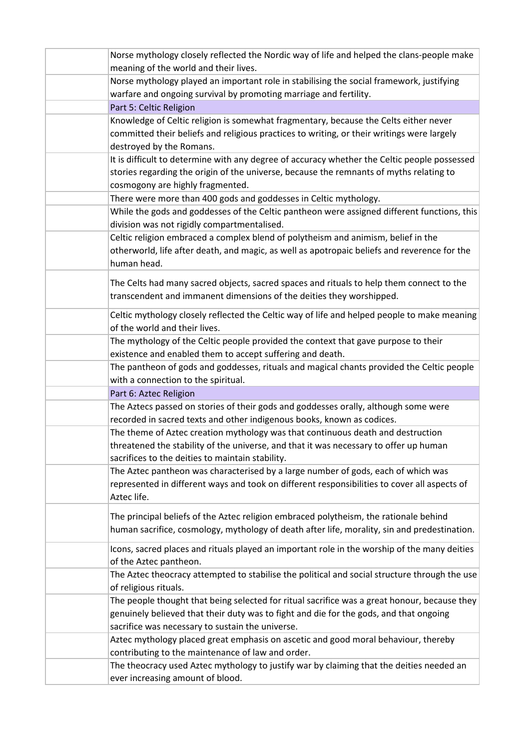| | |
|---|---|
| | Norse mythology closely reflected the Nordic way of life and helped the clans-people make meaning of the world and their lives. |
| | Norse mythology played an important role in stabilising the social framework, justifying warfare and ongoing survival by promoting marriage and fertility. |
| | Part 5: Celtic Religion |
| | Knowledge of Celtic religion is somewhat fragmentary, because the Celts either never committed their beliefs and religious practices to writing, or their writings were largely destroyed by the Romans. |
| | It is difficult to determine with any degree of accuracy whether the Celtic people possessed stories regarding the origin of the universe, because the remnants of myths relating to cosmogony are highly fragmented. |
| | There were more than 400 gods and goddesses in Celtic mythology. |
| | While the gods and goddesses of the Celtic pantheon were assigned different functions, this division was not rigidly compartmentalised. |
| | Celtic religion embraced a complex blend of polytheism and animism, belief in the otherworld, life after death, and magic, as well as apotropaic beliefs and reverence for the human head. |
| | The Celts had many sacred objects, sacred spaces and rituals to help them connect to the transcendent and immanent dimensions of the deities they worshipped. |
| | Celtic mythology closely reflected the Celtic way of life and helped people to make meaning of the world and their lives. |
| | The mythology of the Celtic people provided the context that gave purpose to their existence and enabled them to accept suffering and death. |
| | The pantheon of gods and goddesses, rituals and magical chants provided the Celtic people with a connection to the spiritual. |
| | Part 6: Aztec Religion |
| | The Aztecs passed on stories of their gods and goddesses orally, although some were recorded in sacred texts and other indigenous books, known as codices. |
| | The theme of Aztec creation mythology was that continuous death and destruction threatened the stability of the universe, and that it was necessary to offer up human sacrifices to the deities to maintain stability. |
| | The Aztec pantheon was characterised by a large number of gods, each of which was represented in different ways and took on different responsibilities to cover all aspects of Aztec life. |
| | The principal beliefs of the Aztec religion embraced polytheism, the rationale behind human sacrifice, cosmology, mythology of death after life, morality, sin and predestination. |
| | Icons, sacred places and rituals played an important role in the worship of the many deities of the Aztec pantheon. |
| | The Aztec theocracy attempted to stabilise the political and social structure through the use of religious rituals. |
| | The people thought that being selected for ritual sacrifice was a great honour, because they genuinely believed that their duty was to fight and die for the gods, and that ongoing sacrifice was necessary to sustain the universe. |
| | Aztec mythology placed great emphasis on ascetic and good moral behaviour, thereby contributing to the maintenance of law and order. |
| | The theocracy used Aztec mythology to justify war by claiming that the deities needed an ever increasing amount of blood. |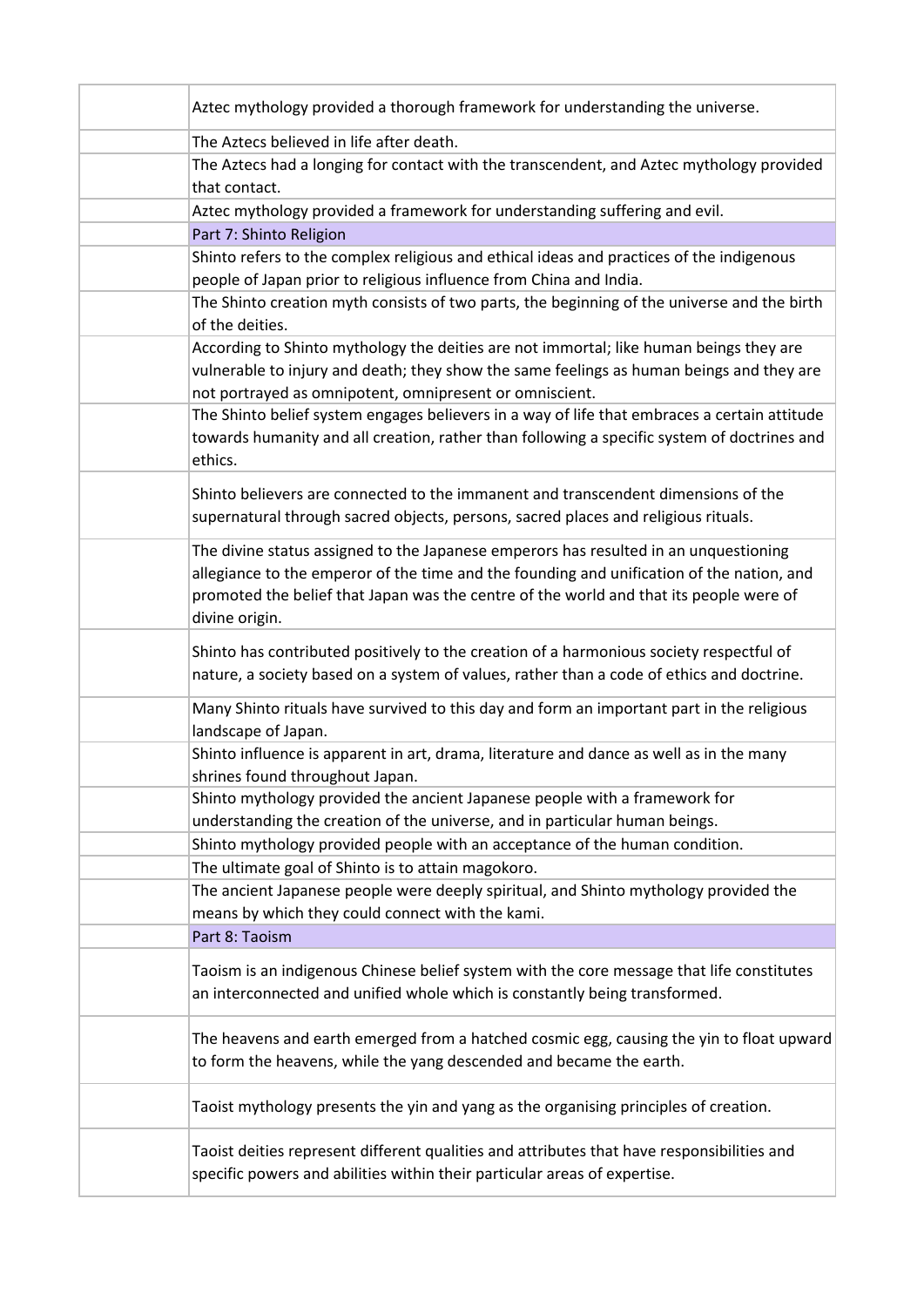| | |
|---|---|
| | Aztec mythology provided a thorough framework for understanding the universe. |
| | The Aztecs believed in life after death. |
| | The Aztecs had a longing for contact with the transcendent, and Aztec mythology provided that contact. |
| | Aztec mythology provided a framework for understanding suffering and evil. |
| | Part 7: Shinto Religion |
| | Shinto refers to the complex religious and ethical ideas and practices of the indigenous people of Japan prior to religious influence from China and India. |
| | The Shinto creation myth consists of two parts, the beginning of the universe and the birth of the deities. |
| | According to Shinto mythology the deities are not immortal; like human beings they are vulnerable to injury and death; they show the same feelings as human beings and they are not portrayed as omnipotent, omnipresent or omniscient. |
| | The Shinto belief system engages believers in a way of life that embraces a certain attitude towards humanity and all creation, rather than following a specific system of doctrines and ethics. |
| | Shinto believers are connected to the immanent and transcendent dimensions of the supernatural through sacred objects, persons, sacred places and religious rituals. |
| | The divine status assigned to the Japanese emperors has resulted in an unquestioning allegiance to the emperor of the time and the founding and unification of the nation, and promoted the belief that Japan was the centre of the world and that its people were of divine origin. |
| | Shinto has contributed positively to the creation of a harmonious society respectful of nature, a society based on a system of values, rather than a code of ethics and doctrine. |
| | Many Shinto rituals have survived to this day and form an important part in the religious landscape of Japan. |
| | Shinto influence is apparent in art, drama, literature and dance as well as in the many shrines found throughout Japan. |
| | Shinto mythology provided the ancient Japanese people with a framework for understanding the creation of the universe, and in particular human beings. |
| | Shinto mythology provided people with an acceptance of the human condition. |
| | The ultimate goal of Shinto is to attain magokoro. |
| | The ancient Japanese people were deeply spiritual, and Shinto mythology provided the means by which they could connect with the kami. |
| | Part 8: Taoism |
| | Taoism is an indigenous Chinese belief system with the core message that life constitutes an interconnected and unified whole which is constantly being transformed. |
| | The heavens and earth emerged from a hatched cosmic egg, causing the yin to float upward to form the heavens, while the yang descended and became the earth. |
| | Taoist mythology presents the yin and yang as the organising principles of creation. |
| | Taoist deities represent different qualities and attributes that have responsibilities and specific powers and abilities within their particular areas of expertise. |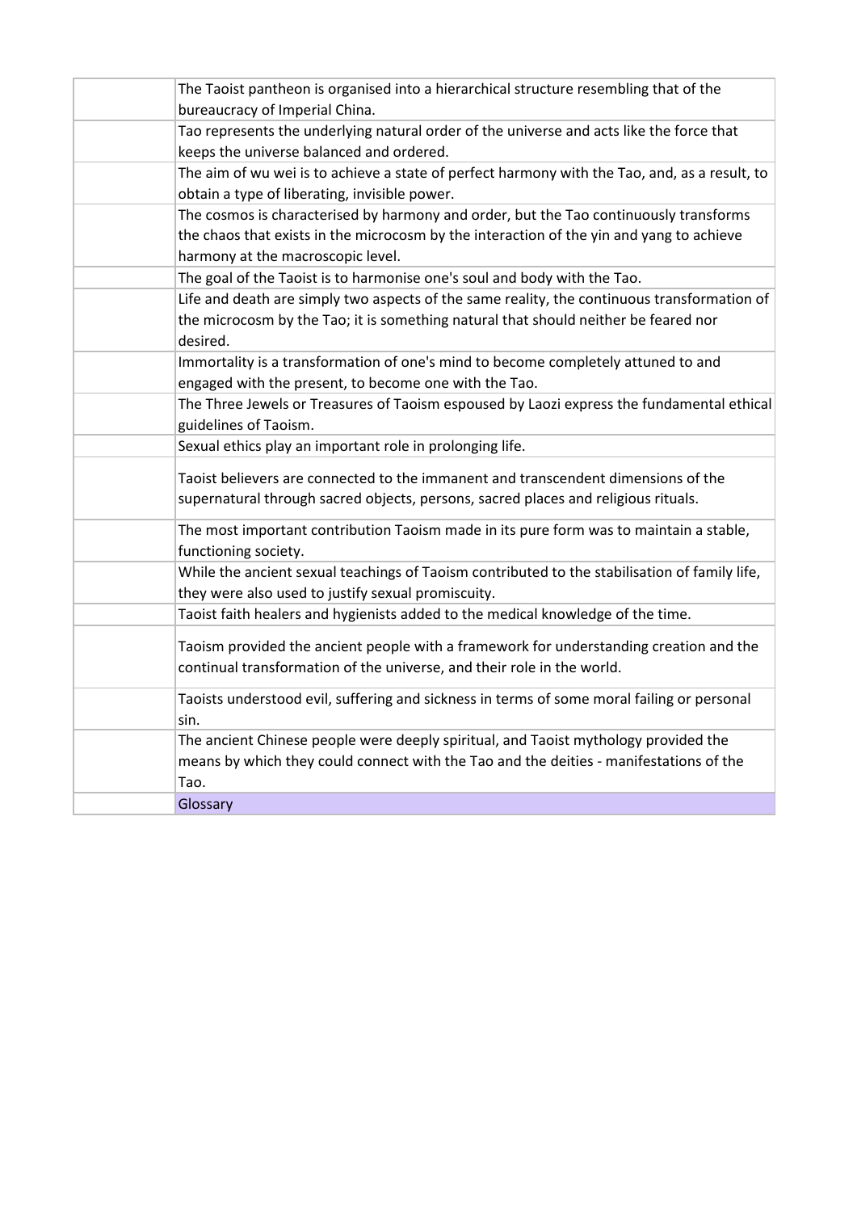|  |  |
|---|---|
|  | The Taoist pantheon is organised into a hierarchical structure resembling that of the bureaucracy of Imperial China. |
|  | Tao represents the underlying natural order of the universe and acts like the force that keeps the universe balanced and ordered. |
|  | The aim of wu wei is to achieve a state of perfect harmony with the Tao, and, as a result, to obtain a type of liberating, invisible power. |
|  | The cosmos is characterised by harmony and order, but the Tao continuously transforms the chaos that exists in the microcosm by the interaction of the yin and yang to achieve harmony at the macroscopic level. |
|  | The goal of the Taoist is to harmonise one's soul and body with the Tao. |
|  | Life and death are simply two aspects of the same reality, the continuous transformation of the microcosm by the Tao; it is something natural that should neither be feared nor desired. |
|  | Immortality is a transformation of one's mind to become completely attuned to and engaged with the present, to become one with the Tao. |
|  | The Three Jewels or Treasures of Taoism espoused by Laozi express the fundamental ethical guidelines of Taoism. |
|  | Sexual ethics play an important role in prolonging life. |
|  | Taoist believers are connected to the immanent and transcendent dimensions of the supernatural through sacred objects, persons, sacred places and religious rituals. |
|  | The most important contribution Taoism made in its pure form was to maintain a stable, functioning society. |
|  | While the ancient sexual teachings of Taoism contributed to the stabilisation of family life, they were also used to justify sexual promiscuity. |
|  | Taoist faith healers and hygienists added to the medical knowledge of the time. |
|  | Taoism provided the ancient people with a framework for understanding creation and the continual transformation of the universe, and their role in the world. |
|  | Taoists understood evil, suffering and sickness in terms of some moral failing or personal sin. |
|  | The ancient Chinese people were deeply spiritual, and Taoist mythology provided the means by which they could connect with the Tao and the deities - manifestations of the Tao. |
|  | Glossary |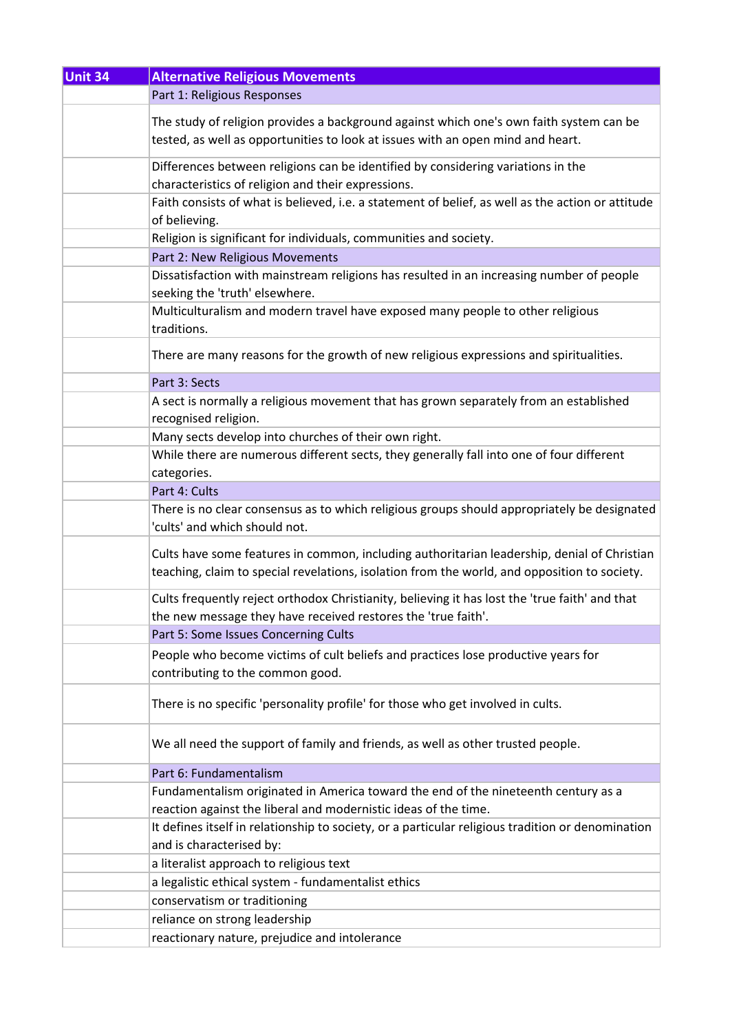| Unit 34 | Alternative Religious Movements |
|---|---|
| | Part 1: Religious Responses |
| | The study of religion provides a background against which one's own faith system can be tested, as well as opportunities to look at issues with an open mind and heart. |
| | Differences between religions can be identified by considering variations in the characteristics of religion and their expressions. |
| | Faith consists of what is believed, i.e. a statement of belief, as well as the action or attitude of believing. |
| | Religion is significant for individuals, communities and society. |
| | Part 2: New Religious Movements |
| | Dissatisfaction with mainstream religions has resulted in an increasing number of people seeking the 'truth' elsewhere. |
| | Multiculturalism and modern travel have exposed many people to other religious traditions. |
| | There are many reasons for the growth of new religious expressions and spiritualities. |
| | Part 3: Sects |
| | A sect is normally a religious movement that has grown separately from an established recognised religion. |
| | Many sects develop into churches of their own right. |
| | While there are numerous different sects, they generally fall into one of four different categories. |
| | Part 4: Cults |
| | There is no clear consensus as to which religious groups should appropriately be designated 'cults' and which should not. |
| | Cults have some features in common, including authoritarian leadership, denial of Christian teaching, claim to special revelations, isolation from the world, and opposition to society. |
| | Cults frequently reject orthodox Christianity, believing it has lost the 'true faith' and that the new message they have received restores the 'true faith'. |
| | Part 5: Some Issues Concerning Cults |
| | People who become victims of cult beliefs and practices lose productive years for contributing to the common good. |
| | There is no specific 'personality profile' for those who get involved in cults. |
| | We all need the support of family and friends, as well as other trusted people. |
| | Part 6: Fundamentalism |
| | Fundamentalism originated in America toward the end of the nineteenth century as a reaction against the liberal and modernistic ideas of the time. |
| | It defines itself in relationship to society, or a particular religious tradition or denomination and is characterised by: |
| | a literalist approach to religious text |
| | a legalistic ethical system - fundamentalist ethics |
| | conservatism or traditioning |
| | reliance on strong leadership |
| | reactionary nature, prejudice and intolerance |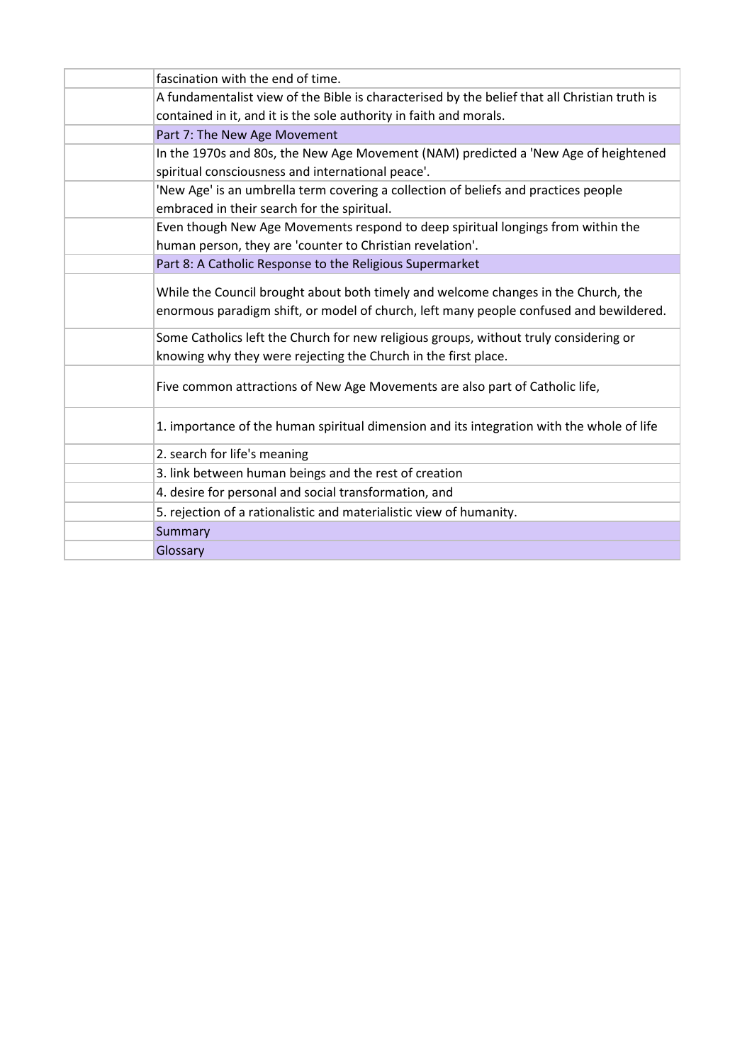| | |
|---|---|
| | fascination with the end of time. |
| | A fundamentalist view of the Bible is characterised by the belief that all Christian truth is contained in it, and it is the sole authority in faith and morals. |
| | Part 7: The New Age Movement |
| | In the 1970s and 80s, the New Age Movement (NAM) predicted a 'New Age of heightened spiritual consciousness and international peace'. |
| | 'New Age' is an umbrella term covering a collection of beliefs and practices people embraced in their search for the spiritual. |
| | Even though New Age Movements respond to deep spiritual longings from within the human person, they are 'counter to Christian revelation'. |
| | Part 8: A Catholic Response to the Religious Supermarket |
| | While the Council brought about both timely and welcome changes in the Church, the enormous paradigm shift, or model of church, left many people confused and bewildered. |
| | Some Catholics left the Church for new religious groups, without truly considering or knowing why they were rejecting the Church in the first place. |
| | Five common attractions of New Age Movements are also part of Catholic life, |
| | 1. importance of the human spiritual dimension and its integration with the whole of life |
| | 2. search for life's meaning |
| | 3. link between human beings and the rest of creation |
| | 4. desire for personal and social transformation, and |
| | 5. rejection of a rationalistic and materialistic view of humanity. |
| | Summary |
| | Glossary |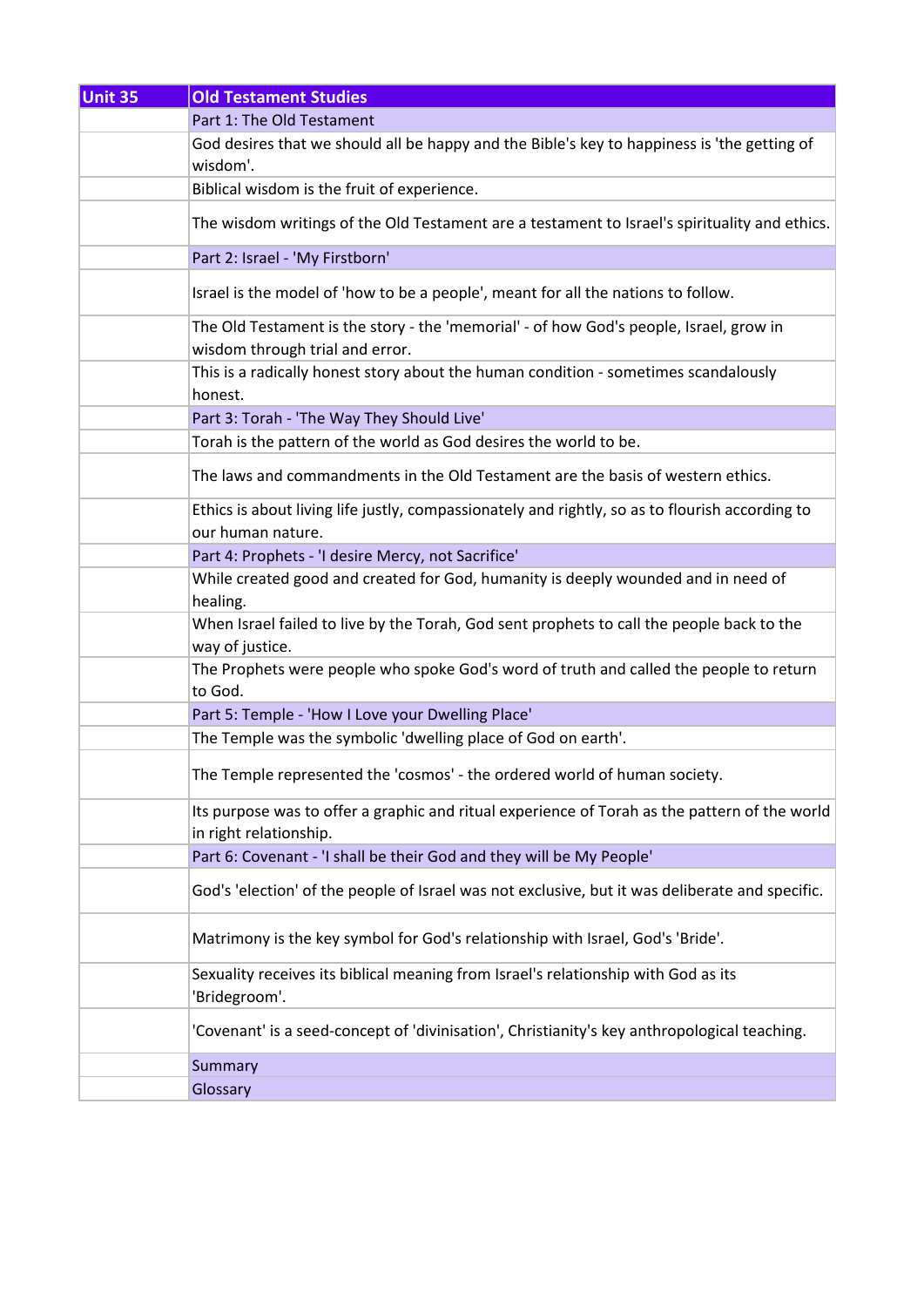| Unit 35 | Old Testament Studies |
|---|---|
| | Part 1: The Old Testament |
| | God desires that we should all be happy and the Bible's key to happiness is 'the getting of wisdom'. |
| | Biblical wisdom is the fruit of experience. |
| | The wisdom writings of the Old Testament are a testament to Israel's spirituality and ethics. |
| | Part 2: Israel - 'My Firstborn' |
| | Israel is the model of 'how to be a people', meant for all the nations to follow. |
| | The Old Testament is the story - the 'memorial' - of how God's people, Israel, grow in wisdom through trial and error. |
| | This is a radically honest story about the human condition - sometimes scandalously honest. |
| | Part 3: Torah - 'The Way They Should Live' |
| | Torah is the pattern of the world as God desires the world to be. |
| | The laws and commandments in the Old Testament are the basis of western ethics. |
| | Ethics is about living life justly, compassionately and rightly, so as to flourish according to our human nature. |
| | Part 4: Prophets - 'I desire Mercy, not Sacrifice' |
| | While created good and created for God, humanity is deeply wounded and in need of healing. |
| | When Israel failed to live by the Torah, God sent prophets to call the people back to the way of justice. |
| | The Prophets were people who spoke God's word of truth and called the people to return to God. |
| | Part 5: Temple - 'How I Love your Dwelling Place' |
| | The Temple was the symbolic 'dwelling place of God on earth'. |
| | The Temple represented the 'cosmos' - the ordered world of human society. |
| | Its purpose was to offer a graphic and ritual experience of Torah as the pattern of the world in right relationship. |
| | Part 6: Covenant - 'I shall be their God and they will be My People' |
| | God's 'election' of the people of Israel was not exclusive, but it was deliberate and specific. |
| | Matrimony is the key symbol for God's relationship with Israel, God's 'Bride'. |
| | Sexuality receives its biblical meaning from Israel's relationship with God as its 'Bridegroom'. |
| | 'Covenant' is a seed-concept of 'divinisation', Christianity's key anthropological teaching. |
| | Summary |
| | Glossary |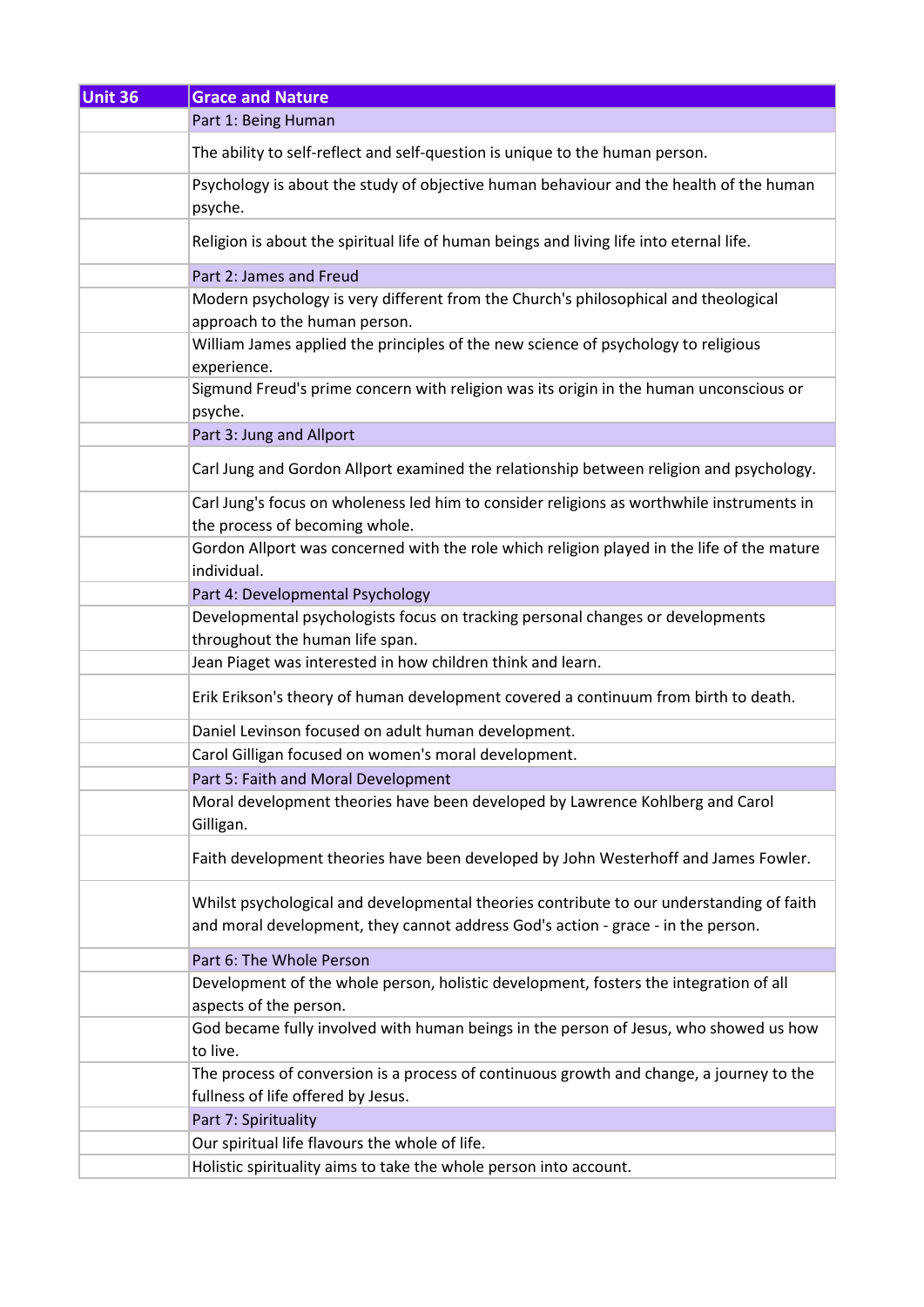| Unit 36 | Grace and Nature |
| --- | --- |
| | Part 1: Being Human |
| | The ability to self-reflect and self-question is unique to the human person. |
| | Psychology is about the study of objective human behaviour and the health of the human psyche. |
| | Religion is about the spiritual life of human beings and living life into eternal life. |
| | Part 2: James and Freud |
| | Modern psychology is very different from the Church's philosophical and theological approach to the human person. |
| | William James applied the principles of the new science of psychology to religious experience. |
| | Sigmund Freud's prime concern with religion was its origin in the human unconscious or psyche. |
| | Part 3: Jung and Allport |
| | Carl Jung and Gordon Allport examined the relationship between religion and psychology. |
| | Carl Jung's focus on wholeness led him to consider religions as worthwhile instruments in the process of becoming whole. |
| | Gordon Allport was concerned with the role which religion played in the life of the mature individual. |
| | Part 4: Developmental Psychology |
| | Developmental psychologists focus on tracking personal changes or developments throughout the human life span. |
| | Jean Piaget was interested in how children think and learn. |
| | Erik Erikson's theory of human development covered a continuum from birth to death. |
| | Daniel Levinson focused on adult human development. |
| | Carol Gilligan focused on women's moral development. |
| | Part 5: Faith and Moral Development |
| | Moral development theories have been developed by Lawrence Kohlberg and Carol Gilligan. |
| | Faith development theories have been developed by John Westerhoff and James Fowler. |
| | Whilst psychological and developmental theories contribute to our understanding of faith and moral development, they cannot address God's action - grace - in the person. |
| | Part 6: The Whole Person |
| | Development of the whole person, holistic development, fosters the integration of all aspects of the person. |
| | God became fully involved with human beings in the person of Jesus, who showed us how to live. |
| | The process of conversion is a process of continuous growth and change, a journey to the fullness of life offered by Jesus. |
| | Part 7: Spirituality |
| | Our spiritual life flavours the whole of life. |
| | Holistic spirituality aims to take the whole person into account. |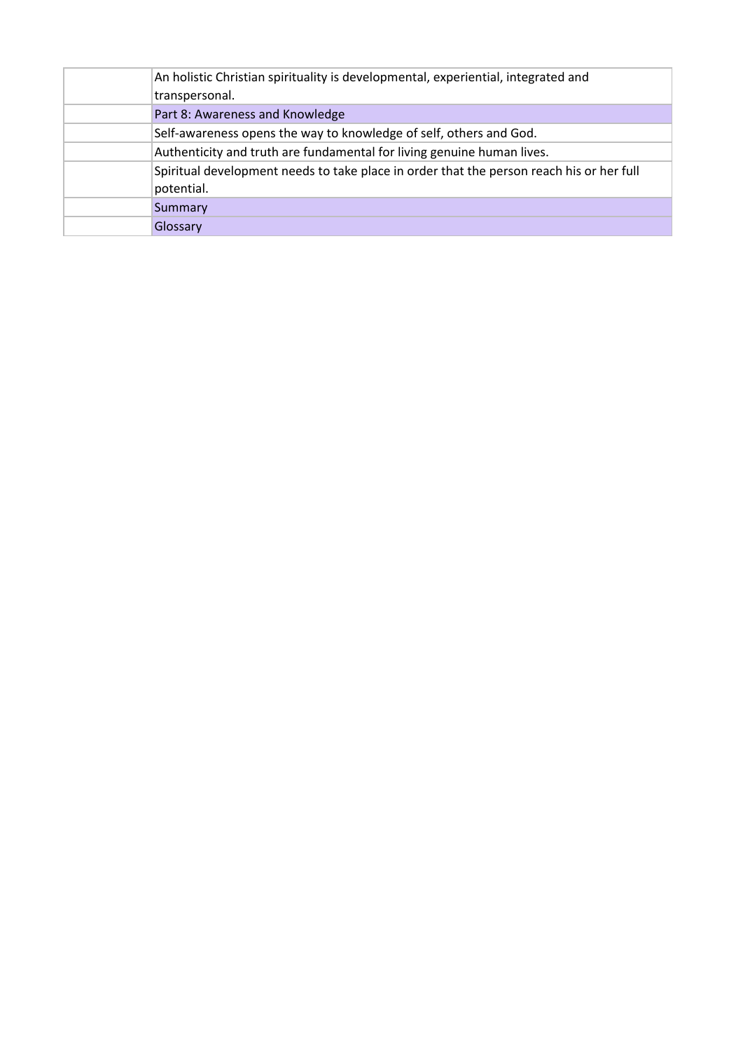| | |
|---|---|
| | An holistic Christian spirituality is developmental, experiential, integrated and transpersonal. |
| | Part 8: Awareness and Knowledge |
| | Self-awareness opens the way to knowledge of self, others and God. |
| | Authenticity and truth are fundamental for living genuine human lives. |
| | Spiritual development needs to take place in order that the person reach his or her full potential. |
| | Summary |
| | Glossary |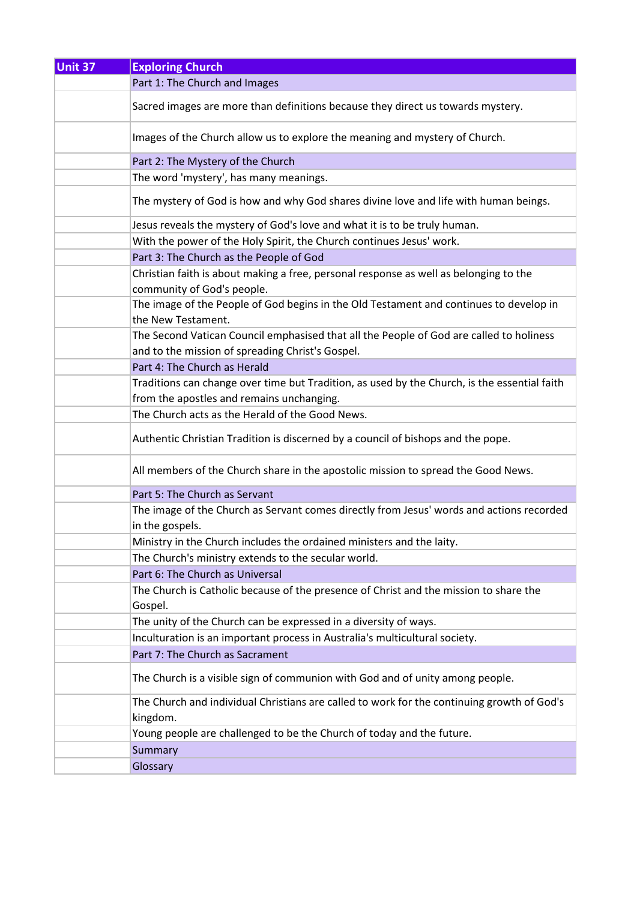| Unit 37 | Exploring Church |
| --- | --- |
| | Part 1: The Church and Images |
| | Sacred images are more than definitions because they direct us towards mystery. |
| | Images of the Church allow us to explore the meaning and mystery of Church. |
| | Part 2: The Mystery of the Church |
| | The word 'mystery', has many meanings. |
| | The mystery of God is how and why God shares divine love and life with human beings. |
| | Jesus reveals the mystery of God's love and what it is to be truly human. |
| | With the power of the Holy Spirit, the Church continues Jesus' work. |
| | Part 3: The Church as the People of God |
| | Christian faith is about making a free, personal response as well as belonging to the community of God's people. |
| | The image of the People of God begins in the Old Testament and continues to develop in the New Testament. |
| | The Second Vatican Council emphasised that all the People of God are called to holiness and to the mission of spreading Christ's Gospel. |
| | Part 4: The Church as Herald |
| | Traditions can change over time but Tradition, as used by the Church, is the essential faith from the apostles and remains unchanging. |
| | The Church acts as the Herald of the Good News. |
| | Authentic Christian Tradition is discerned by a council of bishops and the pope. |
| | All members of the Church share in the apostolic mission to spread the Good News. |
| | Part 5: The Church as Servant |
| | The image of the Church as Servant comes directly from Jesus' words and actions recorded in the gospels. |
| | Ministry in the Church includes the ordained ministers and the laity. |
| | The Church's ministry extends to the secular world. |
| | Part 6: The Church as Universal |
| | The Church is Catholic because of the presence of Christ and the mission to share the Gospel. |
| | The unity of the Church can be expressed in a diversity of ways. |
| | Inculturation is an important process in Australia's multicultural society. |
| | Part 7: The Church as Sacrament |
| | The Church is a visible sign of communion with God and of unity among people. |
| | The Church and individual Christians are called to work for the continuing growth of God's kingdom. |
| | Young people are challenged to be the Church of today and the future. |
| | Summary |
| | Glossary |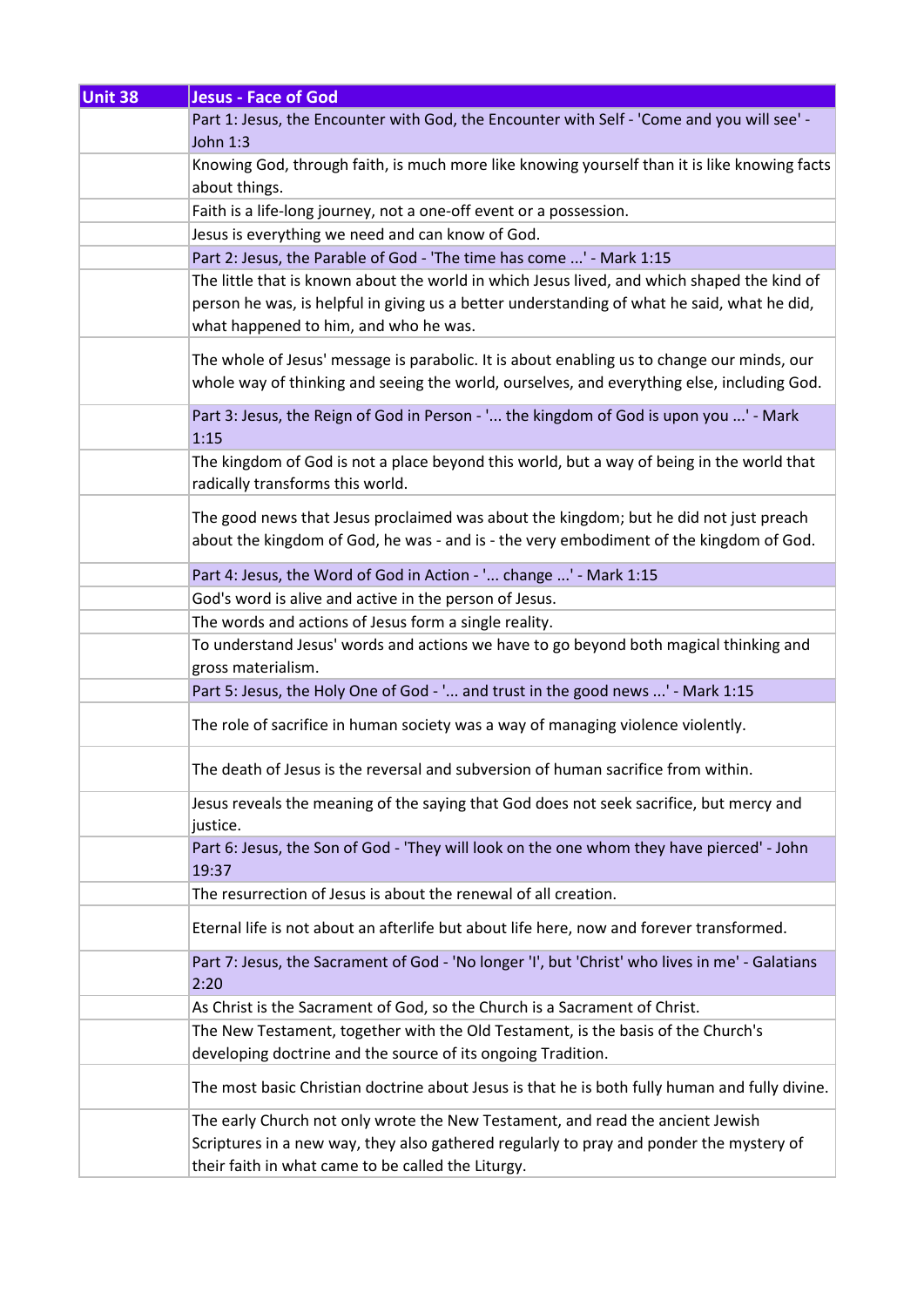| Unit 38 | Jesus - Face of God |
| --- | --- |
| | Part 1: Jesus, the Encounter with God, the Encounter with Self - 'Come and you will see' - John 1:3 |
| | Knowing God, through faith, is much more like knowing yourself than it is like knowing facts about things. |
| | Faith is a life-long journey, not a one-off event or a possession. |
| | Jesus is everything we need and can know of God. |
| | Part 2: Jesus, the Parable of God - 'The time has come ...' - Mark 1:15 |
| | The little that is known about the world in which Jesus lived, and which shaped the kind of person he was, is helpful in giving us a better understanding of what he said, what he did, what happened to him, and who he was. |
| | The whole of Jesus' message is parabolic. It is about enabling us to change our minds, our whole way of thinking and seeing the world, ourselves, and everything else, including God. |
| | Part 3: Jesus, the Reign of God in Person - '... the kingdom of God is upon you ...' - Mark 1:15 |
| | The kingdom of God is not a place beyond this world, but a way of being in the world that radically transforms this world. |
| | The good news that Jesus proclaimed was about the kingdom; but he did not just preach about the kingdom of God, he was - and is - the very embodiment of the kingdom of God. |
| | Part 4: Jesus, the Word of God in Action - '... change ...' - Mark 1:15 |
| | God's word is alive and active in the person of Jesus. |
| | The words and actions of Jesus form a single reality. |
| | To understand Jesus' words and actions we have to go beyond both magical thinking and gross materialism. |
| | Part 5: Jesus, the Holy One of God - '... and trust in the good news ...' - Mark 1:15 |
| | The role of sacrifice in human society was a way of managing violence violently. |
| | The death of Jesus is the reversal and subversion of human sacrifice from within. |
| | Jesus reveals the meaning of the saying that God does not seek sacrifice, but mercy and justice. |
| | Part 6: Jesus, the Son of God - 'They will look on the one whom they have pierced' - John 19:37 |
| | The resurrection of Jesus is about the renewal of all creation. |
| | Eternal life is not about an afterlife but about life here, now and forever transformed. |
| | Part 7: Jesus, the Sacrament of God - 'No longer 'I', but 'Christ' who lives in me' - Galatians 2:20 |
| | As Christ is the Sacrament of God, so the Church is a Sacrament of Christ. |
| | The New Testament, together with the Old Testament, is the basis of the Church's developing doctrine and the source of its ongoing Tradition. |
| | The most basic Christian doctrine about Jesus is that he is both fully human and fully divine. |
| | The early Church not only wrote the New Testament, and read the ancient Jewish Scriptures in a new way, they also gathered regularly to pray and ponder the mystery of their faith in what came to be called the Liturgy. |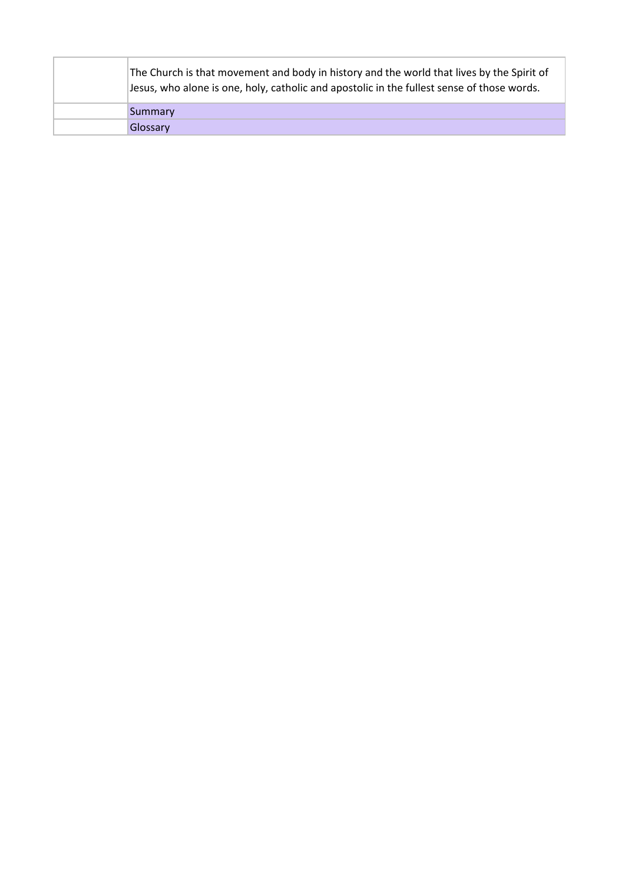| | |
|---|---|
| | The Church is that movement and body in history and the world that lives by the Spirit of Jesus, who alone is one, holy, catholic and apostolic in the fullest sense of those words. |
| | Summary |
| | Glossary |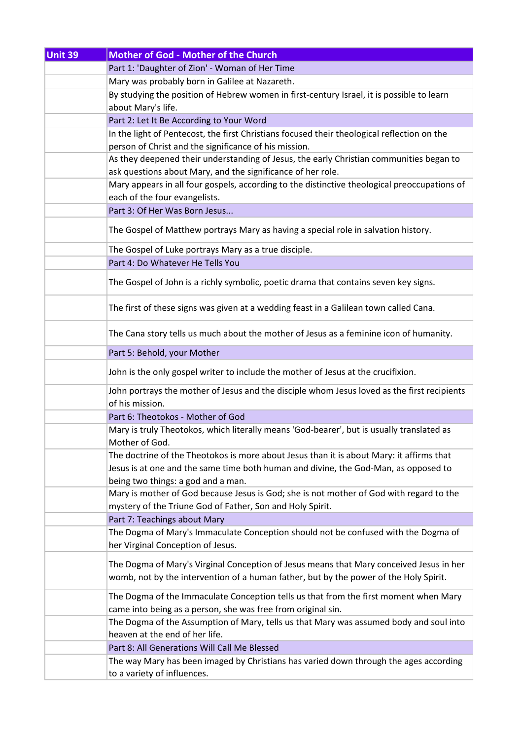| Unit 39 | Mother of God - Mother of the Church |
| --- | --- |
| | Part 1: 'Daughter of Zion' - Woman of Her Time |
| | Mary was probably born in Galilee at Nazareth. |
| | By studying the position of Hebrew women in first-century Israel, it is possible to learn about Mary's life. |
| | Part 2: Let It Be According to Your Word |
| | In the light of Pentecost, the first Christians focused their theological reflection on the person of Christ and the significance of his mission. |
| | As they deepened their understanding of Jesus, the early Christian communities began to ask questions about Mary, and the significance of her role. |
| | Mary appears in all four gospels, according to the distinctive theological preoccupations of each of the four evangelists. |
| | Part 3: Of Her Was Born Jesus... |
| | The Gospel of Matthew portrays Mary as having a special role in salvation history. |
| | The Gospel of Luke portrays Mary as a true disciple. |
| | Part 4: Do Whatever He Tells You |
| | The Gospel of John is a richly symbolic, poetic drama that contains seven key signs. |
| | The first of these signs was given at a wedding feast in a Galilean town called Cana. |
| | The Cana story tells us much about the mother of Jesus as a feminine icon of humanity. |
| | Part 5: Behold, your Mother |
| | John is the only gospel writer to include the mother of Jesus at the crucifixion. |
| | John portrays the mother of Jesus and the disciple whom Jesus loved as the first recipients of his mission. |
| | Part 6: Theotokos - Mother of God |
| | Mary is truly Theotokos, which literally means 'God-bearer', but is usually translated as Mother of God. |
| | The doctrine of the Theotokos is more about Jesus than it is about Mary: it affirms that Jesus is at one and the same time both human and divine, the God-Man, as opposed to being two things: a god and a man. |
| | Mary is mother of God because Jesus is God; she is not mother of God with regard to the mystery of the Triune God of Father, Son and Holy Spirit. |
| | Part 7: Teachings about Mary |
| | The Dogma of Mary's Immaculate Conception should not be confused with the Dogma of her Virginal Conception of Jesus. |
| | The Dogma of Mary's Virginal Conception of Jesus means that Mary conceived Jesus in her womb, not by the intervention of a human father, but by the power of the Holy Spirit. |
| | The Dogma of the Immaculate Conception tells us that from the first moment when Mary came into being as a person, she was free from original sin. |
| | The Dogma of the Assumption of Mary, tells us that Mary was assumed body and soul into heaven at the end of her life. |
| | Part 8: All Generations Will Call Me Blessed |
| | The way Mary has been imaged by Christians has varied down through the ages according to a variety of influences. |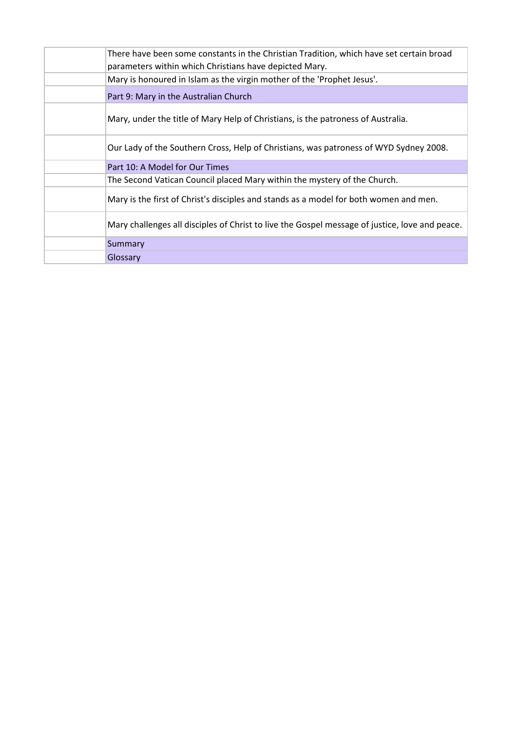| | |
|---|---|
| | There have been some constants in the Christian Tradition, which have set certain broad parameters within which Christians have depicted Mary. |
| | Mary is honoured in Islam as the virgin mother of the 'Prophet Jesus'. |
| | Part 9: Mary in the Australian Church |
| | Mary, under the title of Mary Help of Christians, is the patroness of Australia. |
| | Our Lady of the Southern Cross, Help of Christians, was patroness of WYD Sydney 2008. |
| | Part 10: A Model for Our Times |
| | The Second Vatican Council placed Mary within the mystery of the Church. |
| | Mary is the first of Christ's disciples and stands as a model for both women and men. |
| | Mary challenges all disciples of Christ to live the Gospel message of justice, love and peace. |
| | Summary |
| | Glossary |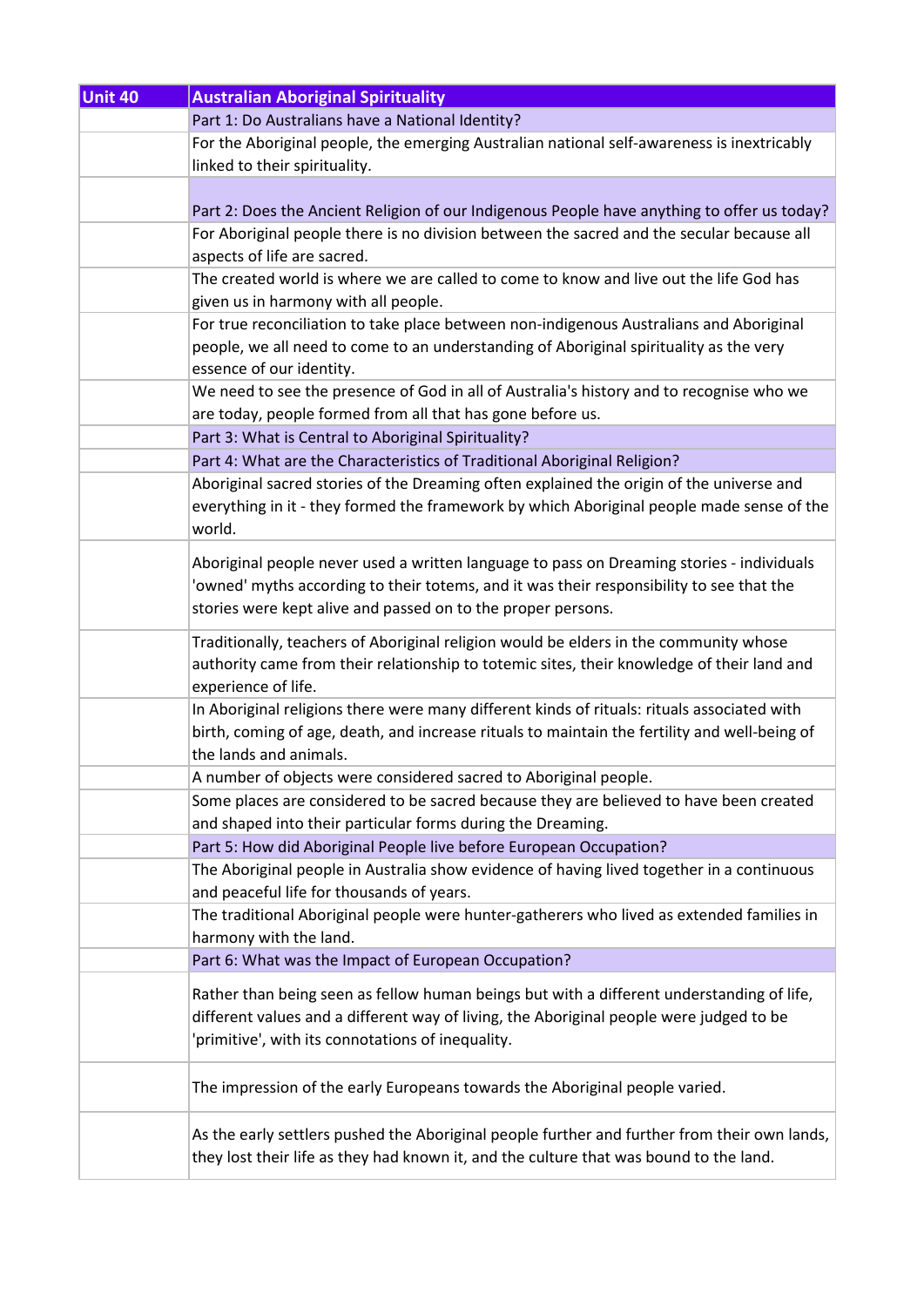| Unit 40 | Australian Aboriginal Spirituality |
| --- | --- |
| | Part 1: Do Australians have a National Identity? |
| | For the Aboriginal people, the emerging Australian national self-awareness is inextricably linked to their spirituality. |
| | Part 2: Does the Ancient Religion of our Indigenous People have anything to offer us today? |
| | For Aboriginal people there is no division between the sacred and the secular because all aspects of life are sacred. |
| | The created world is where we are called to come to know and live out the life God has given us in harmony with all people. |
| | For true reconciliation to take place between non-indigenous Australians and Aboriginal people, we all need to come to an understanding of Aboriginal spirituality as the very essence of our identity. |
| | We need to see the presence of God in all of Australia's history and to recognise who we are today, people formed from all that has gone before us. |
| | Part 3: What is Central to Aboriginal Spirituality? |
| | Part 4: What are the Characteristics of Traditional Aboriginal Religion? |
| | Aboriginal sacred stories of the Dreaming often explained the origin of the universe and everything in it - they formed the framework by which Aboriginal people made sense of the world. |
| | Aboriginal people never used a written language to pass on Dreaming stories - individuals 'owned' myths according to their totems, and it was their responsibility to see that the stories were kept alive and passed on to the proper persons. |
| | Traditionally, teachers of Aboriginal religion would be elders in the community whose authority came from their relationship to totemic sites, their knowledge of their land and experience of life. |
| | In Aboriginal religions there were many different kinds of rituals: rituals associated with birth, coming of age, death, and increase rituals to maintain the fertility and well-being of the lands and animals. |
| | A number of objects were considered sacred to Aboriginal people. |
| | Some places are considered to be sacred because they are believed to have been created and shaped into their particular forms during the Dreaming. |
| | Part 5: How did Aboriginal People live before European Occupation? |
| | The Aboriginal people in Australia show evidence of having lived together in a continuous and peaceful life for thousands of years. |
| | The traditional Aboriginal people were hunter-gatherers who lived as extended families in harmony with the land. |
| | Part 6: What was the Impact of European Occupation? |
| | Rather than being seen as fellow human beings but with a different understanding of life, different values and a different way of living, the Aboriginal people were judged to be 'primitive', with its connotations of inequality. |
| | The impression of the early Europeans towards the Aboriginal people varied. |
| | As the early settlers pushed the Aboriginal people further and further from their own lands, they lost their life as they had known it, and the culture that was bound to the land. |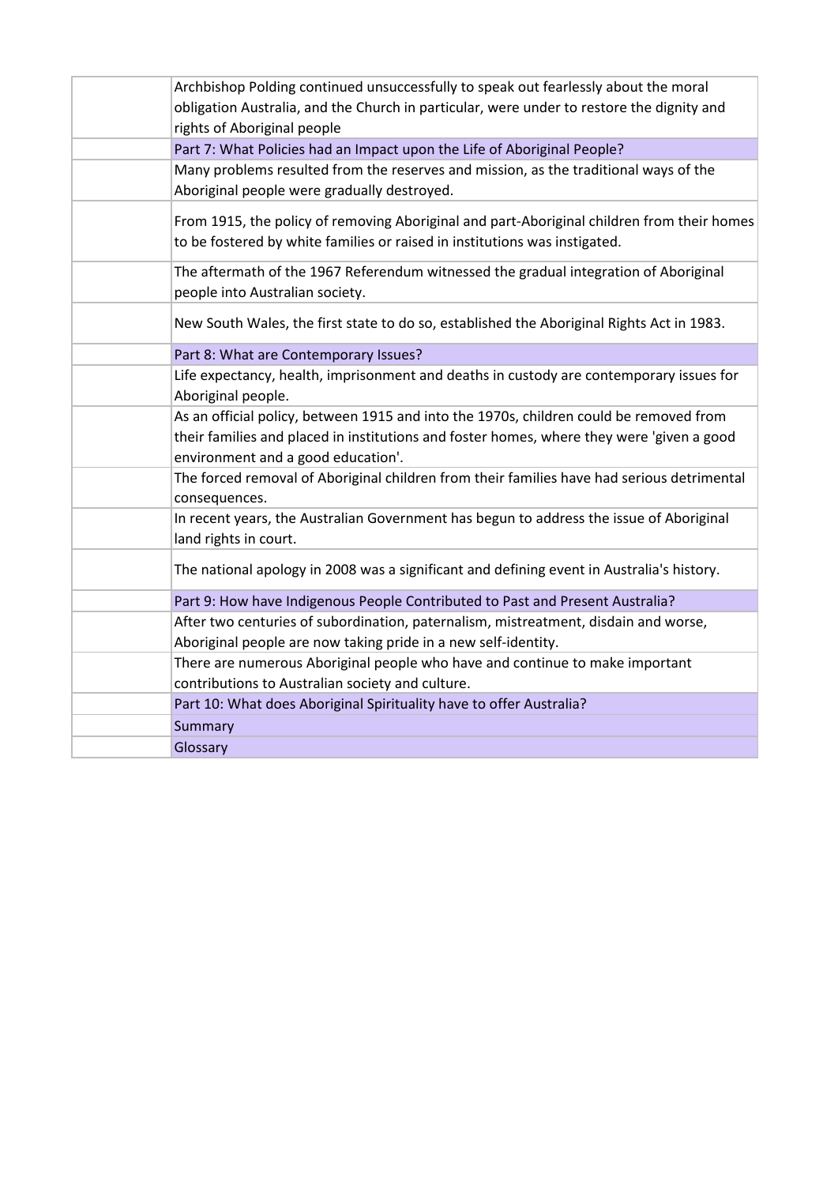| | |
|---|---|
| | Archbishop Polding continued unsuccessfully to speak out fearlessly about the moral obligation Australia, and the Church in particular, were under to restore the dignity and rights of Aboriginal people |
| | Part 7: What Policies had an Impact upon the Life of Aboriginal People? |
| | Many problems resulted from the reserves and mission, as the traditional ways of the Aboriginal people were gradually destroyed. |
| | From 1915, the policy of removing Aboriginal and part-Aboriginal children from their homes to be fostered by white families or raised in institutions was instigated. |
| | The aftermath of the 1967 Referendum witnessed the gradual integration of Aboriginal people into Australian society. |
| | New South Wales, the first state to do so, established the Aboriginal Rights Act in 1983. |
| | Part 8: What are Contemporary Issues? |
| | Life expectancy, health, imprisonment and deaths in custody are contemporary issues for Aboriginal people. |
| | As an official policy, between 1915 and into the 1970s, children could be removed from their families and placed in institutions and foster homes, where they were 'given a good environment and a good education'. |
| | The forced removal of Aboriginal children from their families have had serious detrimental consequences. |
| | In recent years, the Australian Government has begun to address the issue of Aboriginal land rights in court. |
| | The national apology in 2008 was a significant and defining event in Australia's history. |
| | Part 9: How have Indigenous People Contributed to Past and Present Australia? |
| | After two centuries of subordination, paternalism, mistreatment, disdain and worse, Aboriginal people are now taking pride in a new self-identity. |
| | There are numerous Aboriginal people who have and continue to make important contributions to Australian society and culture. |
| | Part 10: What does Aboriginal Spirituality have to offer Australia? |
| | Summary |
| | Glossary |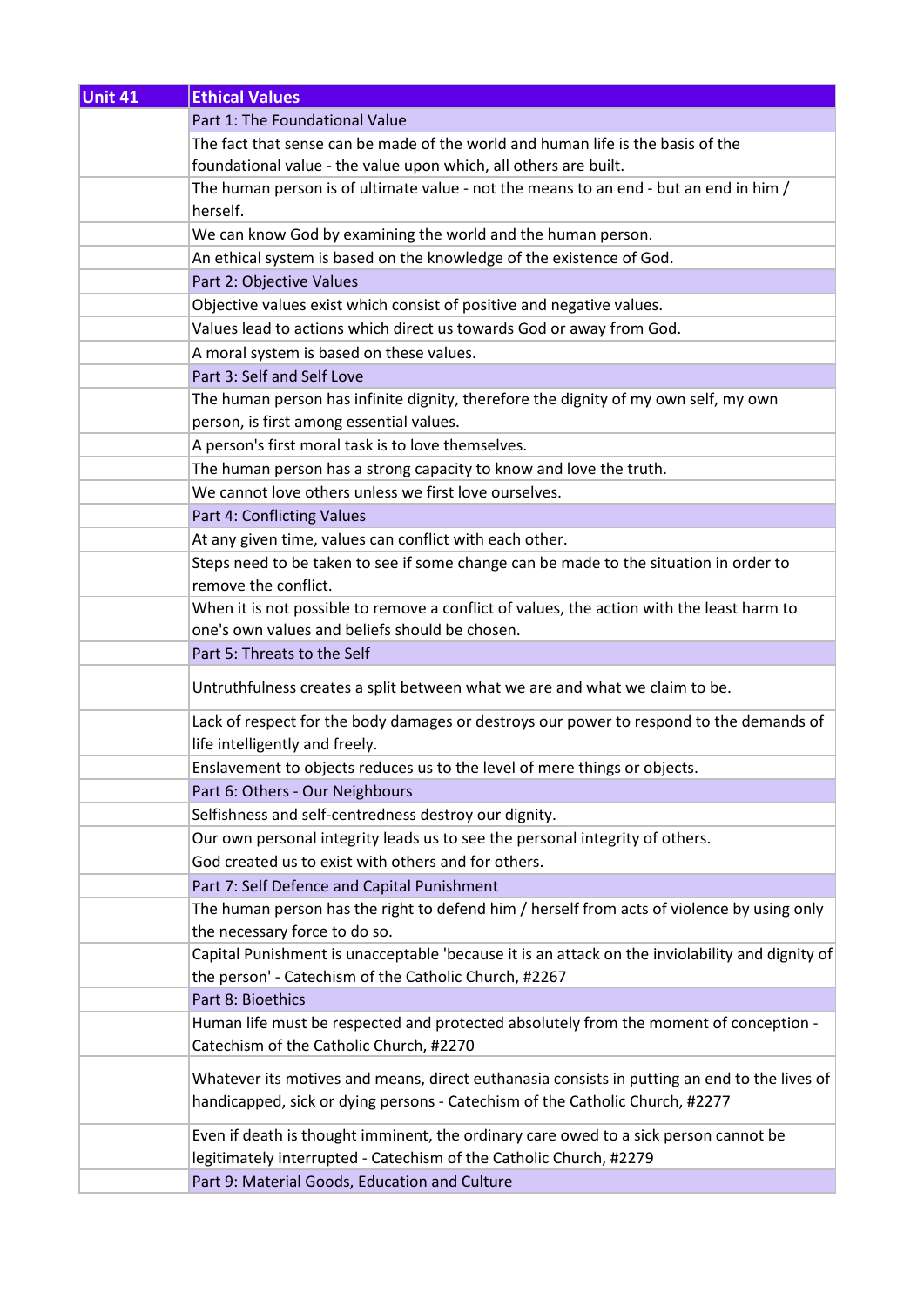| Unit 41 | Ethical Values |
|---|---|
| | Part 1: The Foundational Value |
| | The fact that sense can be made of the world and human life is the basis of the foundational value - the value upon which, all others are built. |
| | The human person is of ultimate value - not the means to an end - but an end in him / herself. |
| | We can know God by examining the world and the human person. |
| | An ethical system is based on the knowledge of the existence of God. |
| | Part 2: Objective Values |
| | Objective values exist which consist of positive and negative values. |
| | Values lead to actions which direct us towards God or away from God. |
| | A moral system is based on these values. |
| | Part 3: Self and Self Love |
| | The human person has infinite dignity, therefore the dignity of my own self, my own person, is first among essential values. |
| | A person's first moral task is to love themselves. |
| | The human person has a strong capacity to know and love the truth. |
| | We cannot love others unless we first love ourselves. |
| | Part 4: Conflicting Values |
| | At any given time, values can conflict with each other. |
| | Steps need to be taken to see if some change can be made to the situation in order to remove the conflict. |
| | When it is not possible to remove a conflict of values, the action with the least harm to one's own values and beliefs should be chosen. |
| | Part 5: Threats to the Self |
| | Untruthfulness creates a split between what we are and what we claim to be. |
| | Lack of respect for the body damages or destroys our power to respond to the demands of life intelligently and freely. |
| | Enslavement to objects reduces us to the level of mere things or objects. |
| | Part 6: Others - Our Neighbours |
| | Selfishness and self-centredness destroy our dignity. |
| | Our own personal integrity leads us to see the personal integrity of others. |
| | God created us to exist with others and for others. |
| | Part 7: Self Defence and Capital Punishment |
| | The human person has the right to defend him / herself from acts of violence by using only the necessary force to do so. |
| | Capital Punishment is unacceptable 'because it is an attack on the inviolability and dignity of the person' - Catechism of the Catholic Church, #2267 |
| | Part 8: Bioethics |
| | Human life must be respected and protected absolutely from the moment of conception - Catechism of the Catholic Church, #2270 |
| | Whatever its motives and means, direct euthanasia consists in putting an end to the lives of handicapped, sick or dying persons - Catechism of the Catholic Church, #2277 |
| | Even if death is thought imminent, the ordinary care owed to a sick person cannot be legitimately interrupted - Catechism of the Catholic Church, #2279 |
| | Part 9: Material Goods, Education and Culture |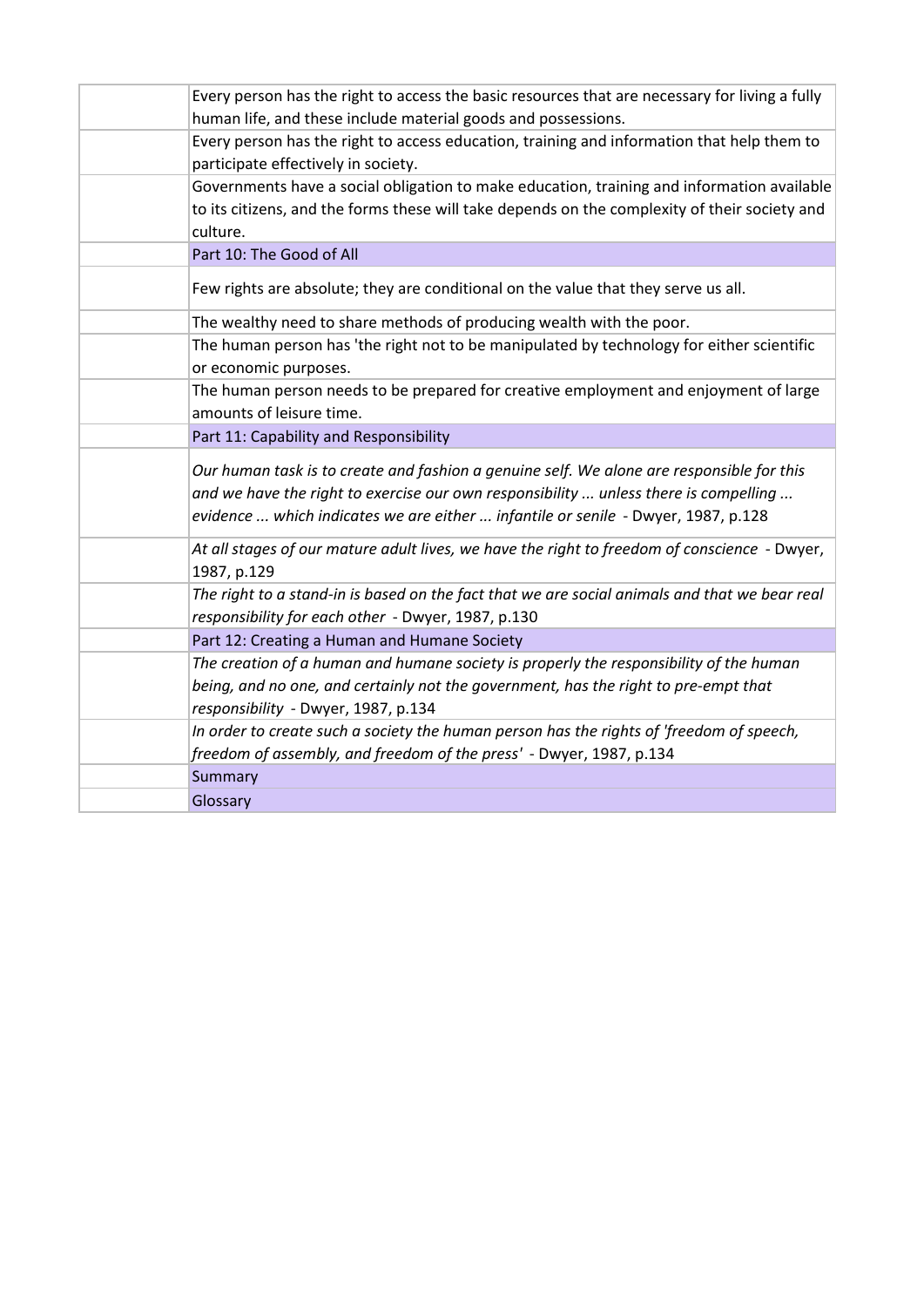| | |
|---|---|
| | Every person has the right to access the basic resources that are necessary for living a fully human life, and these include material goods and possessions. |
| | Every person has the right to access education, training and information that help them to participate effectively in society. |
| | Governments have a social obligation to make education, training and information available to its citizens, and the forms these will take depends on the complexity of their society and culture. |
| | Part 10: The Good of All |
| | Few rights are absolute; they are conditional on the value that they serve us all. |
| | The wealthy need to share methods of producing wealth with the poor. |
| | The human person has 'the right not to be manipulated by technology for either scientific or economic purposes. |
| | The human person needs to be prepared for creative employment and enjoyment of large amounts of leisure time. |
| | Part 11: Capability and Responsibility |
| | *Our human task is to create and fashion a genuine self. We alone are responsible for this and we have the right to exercise our own responsibility ... unless there is compelling ... evidence ... which indicates we are either ... infantile or senile* - Dwyer, 1987, p.128 |
| | *At all stages of our mature adult lives, we have the right to freedom of conscience* - Dwyer, 1987, p.129 |
| | *The right to a stand-in is based on the fact that we are social animals and that we bear real responsibility for each other* - Dwyer, 1987, p.130 |
| | Part 12: Creating a Human and Humane Society |
| | *The creation of a human and humane society is properly the responsibility of the human being, and no one, and certainly not the government, has the right to pre-empt that responsibility* - Dwyer, 1987, p.134 |
| | *In order to create such a society the human person has the rights of 'freedom of speech, freedom of assembly, and freedom of the press'* - Dwyer, 1987, p.134 |
| | Summary |
| | Glossary |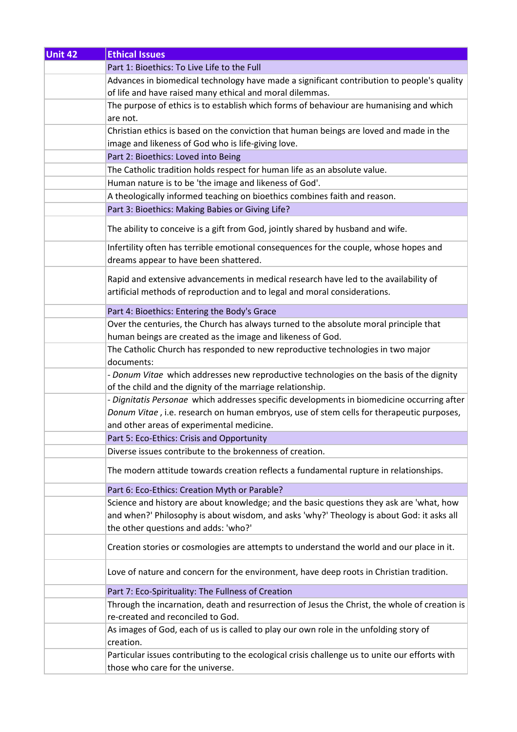| Unit 42 | Ethical Issues |
| --- | --- |
| | Part 1: Bioethics: To Live Life to the Full |
| | Advances in biomedical technology have made a significant contribution to people's quality of life and have raised many ethical and moral dilemmas. |
| | The purpose of ethics is to establish which forms of behaviour are humanising and which are not. |
| | Christian ethics is based on the conviction that human beings are loved and made in the image and likeness of God who is life-giving love. |
| | Part 2: Bioethics: Loved into Being |
| | The Catholic tradition holds respect for human life as an absolute value. |
| | Human nature is to be 'the image and likeness of God'. |
| | A theologically informed teaching on bioethics combines faith and reason. |
| | Part 3: Bioethics: Making Babies or Giving Life? |
| | The ability to conceive is a gift from God, jointly shared by husband and wife. |
| | Infertility often has terrible emotional consequences for the couple, whose hopes and dreams appear to have been shattered. |
| | Rapid and extensive advancements in medical research have led to the availability of artificial methods of reproduction and to legal and moral considerations. |
| | Part 4: Bioethics: Entering the Body's Grace |
| | Over the centuries, the Church has always turned to the absolute moral principle that human beings are created as the image and likeness of God. |
| | The Catholic Church has responded to new reproductive technologies in two major documents: |
| | - *Donum Vitae* which addresses new reproductive technologies on the basis of the dignity of the child and the dignity of the marriage relationship. |
| | - *Dignitatis Personae* which addresses specific developments in biomedicine occurring after *Donum Vitae*, i.e. research on human embryos, use of stem cells for therapeutic purposes, and other areas of experimental medicine. |
| | Part 5: Eco-Ethics: Crisis and Opportunity |
| | Diverse issues contribute to the brokenness of creation. |
| | The modern attitude towards creation reflects a fundamental rupture in relationships. |
| | Part 6: Eco-Ethics: Creation Myth or Parable? |
| | Science and history are about knowledge; and the basic questions they ask are 'what, how and when?' Philosophy is about wisdom, and asks 'why?' Theology is about God: it asks all the other questions and adds: 'who?' |
| | Creation stories or cosmologies are attempts to understand the world and our place in it. |
| | Love of nature and concern for the environment, have deep roots in Christian tradition. |
| | Part 7: Eco-Spirituality: The Fullness of Creation |
| | Through the incarnation, death and resurrection of Jesus the Christ, the whole of creation is re-created and reconciled to God. |
| | As images of God, each of us is called to play our own role in the unfolding story of creation. |
| | Particular issues contributing to the ecological crisis challenge us to unite our efforts with those who care for the universe. |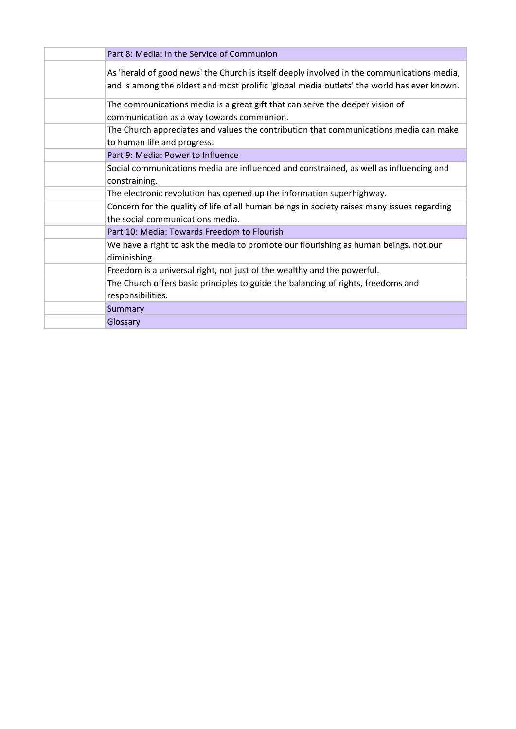| | Part 8: Media: In the Service of Communion |
|---|---|
| | As 'herald of good news' the Church is itself deeply involved in the communications media, and is among the oldest and most prolific 'global media outlets' the world has ever known. |
| | The communications media is a great gift that can serve the deeper vision of communication as a way towards communion. |
| | The Church appreciates and values the contribution that communications media can make to human life and progress. |
| | Part 9: Media: Power to Influence |
| | Social communications media are influenced and constrained, as well as influencing and constraining. |
| | The electronic revolution has opened up the information superhighway. |
| | Concern for the quality of life of all human beings in society raises many issues regarding the social communications media. |
| | Part 10: Media: Towards Freedom to Flourish |
| | We have a right to ask the media to promote our flourishing as human beings, not our diminishing. |
| | Freedom is a universal right, not just of the wealthy and the powerful. |
| | The Church offers basic principles to guide the balancing of rights, freedoms and responsibilities. |
| | Summary |
| | Glossary |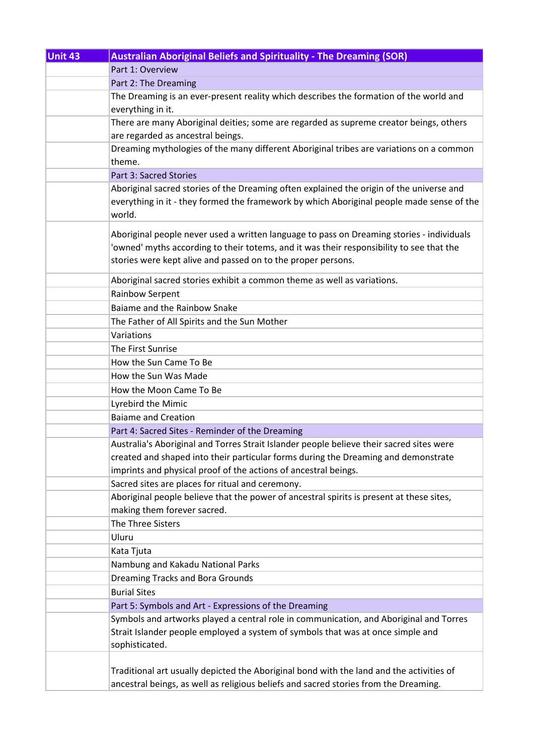| Unit 43 | Australian Aboriginal Beliefs and Spirituality - The Dreaming (SOR) |
|---|---|
| | Part 1: Overview |
| | Part 2: The Dreaming |
| | The Dreaming is an ever-present reality which describes the formation of the world and everything in it. |
| | There are many Aboriginal deities; some are regarded as supreme creator beings, others are regarded as ancestral beings. |
| | Dreaming mythologies of the many different Aboriginal tribes are variations on a common theme. |
| | Part 3: Sacred Stories |
| | Aboriginal sacred stories of the Dreaming often explained the origin of the universe and everything in it - they formed the framework by which Aboriginal people made sense of the world. |
| | Aboriginal people never used a written language to pass on Dreaming stories - individuals 'owned' myths according to their totems, and it was their responsibility to see that the stories were kept alive and passed on to the proper persons. |
| | Aboriginal sacred stories exhibit a common theme as well as variations. |
| | Rainbow Serpent |
| | Baiame and the Rainbow Snake |
| | The Father of All Spirits and the Sun Mother |
| | Variations |
| | The First Sunrise |
| | How the Sun Came To Be |
| | How the Sun Was Made |
| | How the Moon Came To Be |
| | Lyrebird the Mimic |
| | Baiame and Creation |
| | Part 4: Sacred Sites - Reminder of the Dreaming |
| | Australia's Aboriginal and Torres Strait Islander people believe their sacred sites were created and shaped into their particular forms during the Dreaming and demonstrate imprints and physical proof of the actions of ancestral beings. |
| | Sacred sites are places for ritual and ceremony. |
| | Aboriginal people believe that the power of ancestral spirits is present at these sites, making them forever sacred. |
| | The Three Sisters |
| | Uluru |
| | Kata Tjuta |
| | Nambung and Kakadu National Parks |
| | Dreaming Tracks and Bora Grounds |
| | Burial Sites |
| | Part 5: Symbols and Art - Expressions of the Dreaming |
| | Symbols and artworks played a central role in communication, and Aboriginal and Torres Strait Islander people employed a system of symbols that was at once simple and sophisticated. |
| | Traditional art usually depicted the Aboriginal bond with the land and the activities of ancestral beings, as well as religious beliefs and sacred stories from the Dreaming. |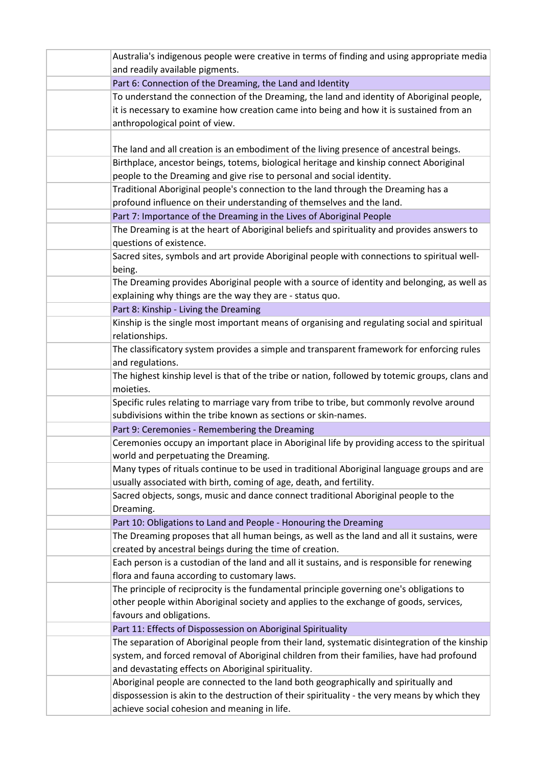| | |
|---|---|
| | Australia's indigenous people were creative in terms of finding and using appropriate media and readily available pigments. |
| | Part 6: Connection of the Dreaming, the Land and Identity |
| | To understand the connection of the Dreaming, the land and identity of Aboriginal people, it is necessary to examine how creation came into being and how it is sustained from an anthropological point of view. |
| | The land and all creation is an embodiment of the living presence of ancestral beings. |
| | Birthplace, ancestor beings, totems, biological heritage and kinship connect Aboriginal people to the Dreaming and give rise to personal and social identity. |
| | Traditional Aboriginal people's connection to the land through the Dreaming has a profound influence on their understanding of themselves and the land. |
| | Part 7: Importance of the Dreaming in the Lives of Aboriginal People |
| | The Dreaming is at the heart of Aboriginal beliefs and spirituality and provides answers to questions of existence. |
| | Sacred sites, symbols and art provide Aboriginal people with connections to spiritual well-being. |
| | The Dreaming provides Aboriginal people with a source of identity and belonging, as well as explaining why things are the way they are - status quo. |
| | Part 8: Kinship - Living the Dreaming |
| | Kinship is the single most important means of organising and regulating social and spiritual relationships. |
| | The classificatory system provides a simple and transparent framework for enforcing rules and regulations. |
| | The highest kinship level is that of the tribe or nation, followed by totemic groups, clans and moieties. |
| | Specific rules relating to marriage vary from tribe to tribe, but commonly revolve around subdivisions within the tribe known as sections or skin-names. |
| | Part 9: Ceremonies - Remembering the Dreaming |
| | Ceremonies occupy an important place in Aboriginal life by providing access to the spiritual world and perpetuating the Dreaming. |
| | Many types of rituals continue to be used in traditional Aboriginal language groups and are usually associated with birth, coming of age, death, and fertility. |
| | Sacred objects, songs, music and dance connect traditional Aboriginal people to the Dreaming. |
| | Part 10: Obligations to Land and People - Honouring the Dreaming |
| | The Dreaming proposes that all human beings, as well as the land and all it sustains, were created by ancestral beings during the time of creation. |
| | Each person is a custodian of the land and all it sustains, and is responsible for renewing flora and fauna according to customary laws. |
| | The principle of reciprocity is the fundamental principle governing one's obligations to other people within Aboriginal society and applies to the exchange of goods, services, favours and obligations. |
| | Part 11: Effects of Dispossession on Aboriginal Spirituality |
| | The separation of Aboriginal people from their land, systematic disintegration of the kinship system, and forced removal of Aboriginal children from their families, have had profound and devastating effects on Aboriginal spirituality. |
| | Aboriginal people are connected to the land both geographically and spiritually and dispossession is akin to the destruction of their spirituality - the very means by which they achieve social cohesion and meaning in life. |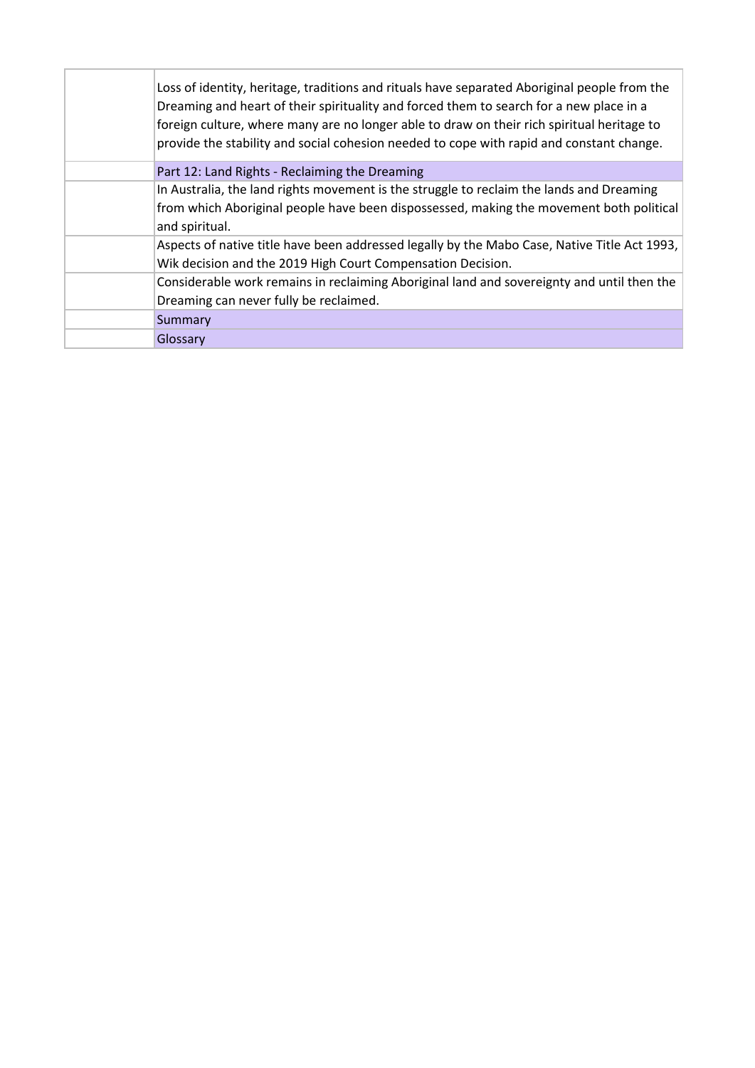| | |
|---|---|
| | Loss of identity, heritage, traditions and rituals have separated Aboriginal people from the Dreaming and heart of their spirituality and forced them to search for a new place in a foreign culture, where many are no longer able to draw on their rich spiritual heritage to provide the stability and social cohesion needed to cope with rapid and constant change. |
| | Part 12: Land Rights - Reclaiming the Dreaming |
| | In Australia, the land rights movement is the struggle to reclaim the lands and Dreaming from which Aboriginal people have been dispossessed, making the movement both political and spiritual. |
| | Aspects of native title have been addressed legally by the Mabo Case, Native Title Act 1993, Wik decision and the 2019 High Court Compensation Decision. |
| | Considerable work remains in reclaiming Aboriginal land and sovereignty and until then the Dreaming can never fully be reclaimed. |
| | Summary |
| | Glossary |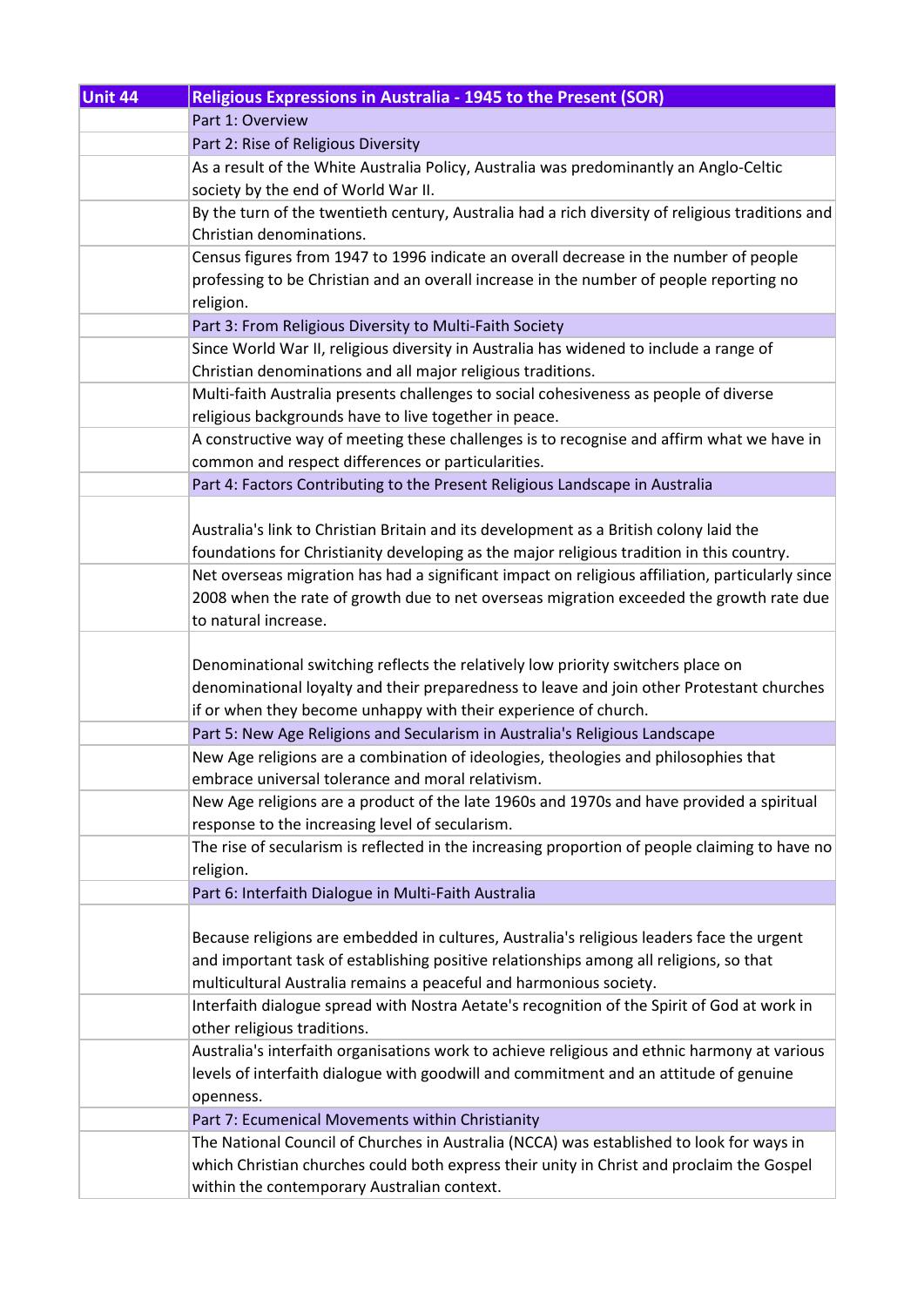| Unit 44 | Religious Expressions in Australia - 1945 to the Present (SOR) |
|---|---|
| | Part 1: Overview |
| | Part 2: Rise of Religious Diversity |
| | As a result of the White Australia Policy, Australia was predominantly an Anglo-Celtic society by the end of World War II. |
| | By the turn of the twentieth century, Australia had a rich diversity of religious traditions and Christian denominations. |
| | Census figures from 1947 to 1996 indicate an overall decrease in the number of people professing to be Christian and an overall increase in the number of people reporting no religion. |
| | Part 3: From Religious Diversity to Multi-Faith Society |
| | Since World War II, religious diversity in Australia has widened to include a range of Christian denominations and all major religious traditions. |
| | Multi-faith Australia presents challenges to social cohesiveness as people of diverse religious backgrounds have to live together in peace. |
| | A constructive way of meeting these challenges is to recognise and affirm what we have in common and respect differences or particularities. |
| | Part 4: Factors Contributing to the Present Religious Landscape in Australia |
| | Australia's link to Christian Britain and its development as a British colony laid the foundations for Christianity developing as the major religious tradition in this country. |
| | Net overseas migration has had a significant impact on religious affiliation, particularly since 2008 when the rate of growth due to net overseas migration exceeded the growth rate due to natural increase. |
| | Denominational switching reflects the relatively low priority switchers place on denominational loyalty and their preparedness to leave and join other Protestant churches if or when they become unhappy with their experience of church. |
| | Part 5: New Age Religions and Secularism in Australia's Religious Landscape |
| | New Age religions are a combination of ideologies, theologies and philosophies that embrace universal tolerance and moral relativism. |
| | New Age religions are a product of the late 1960s and 1970s and have provided a spiritual response to the increasing level of secularism. |
| | The rise of secularism is reflected in the increasing proportion of people claiming to have no religion. |
| | Part 6: Interfaith Dialogue in Multi-Faith Australia |
| | Because religions are embedded in cultures, Australia's religious leaders face the urgent and important task of establishing positive relationships among all religions, so that multicultural Australia remains a peaceful and harmonious society. |
| | Interfaith dialogue spread with Nostra Aetate's recognition of the Spirit of God at work in other religious traditions. |
| | Australia's interfaith organisations work to achieve religious and ethnic harmony at various levels of interfaith dialogue with goodwill and commitment and an attitude of genuine openness. |
| | Part 7: Ecumenical Movements within Christianity |
| | The National Council of Churches in Australia (NCCA) was established to look for ways in which Christian churches could both express their unity in Christ and proclaim the Gospel within the contemporary Australian context. |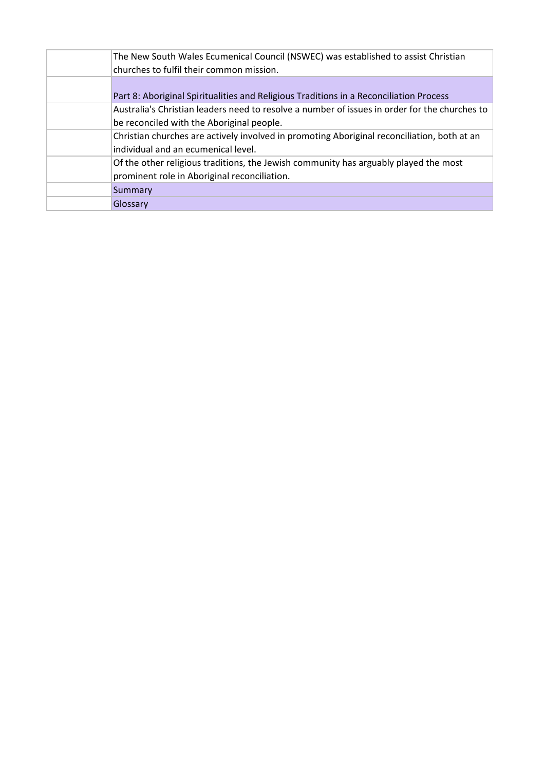| | |
|---|---|
| | The New South Wales Ecumenical Council (NSWEC) was established to assist Christian churches to fulfil their common mission. |
| | Part 8: Aboriginal Spiritualities and Religious Traditions in a Reconciliation Process |
| | Australia's Christian leaders need to resolve a number of issues in order for the churches to be reconciled with the Aboriginal people. |
| | Christian churches are actively involved in promoting Aboriginal reconciliation, both at an individual and an ecumenical level. |
| | Of the other religious traditions, the Jewish community has arguably played the most prominent role in Aboriginal reconciliation. |
| | Summary |
| | Glossary |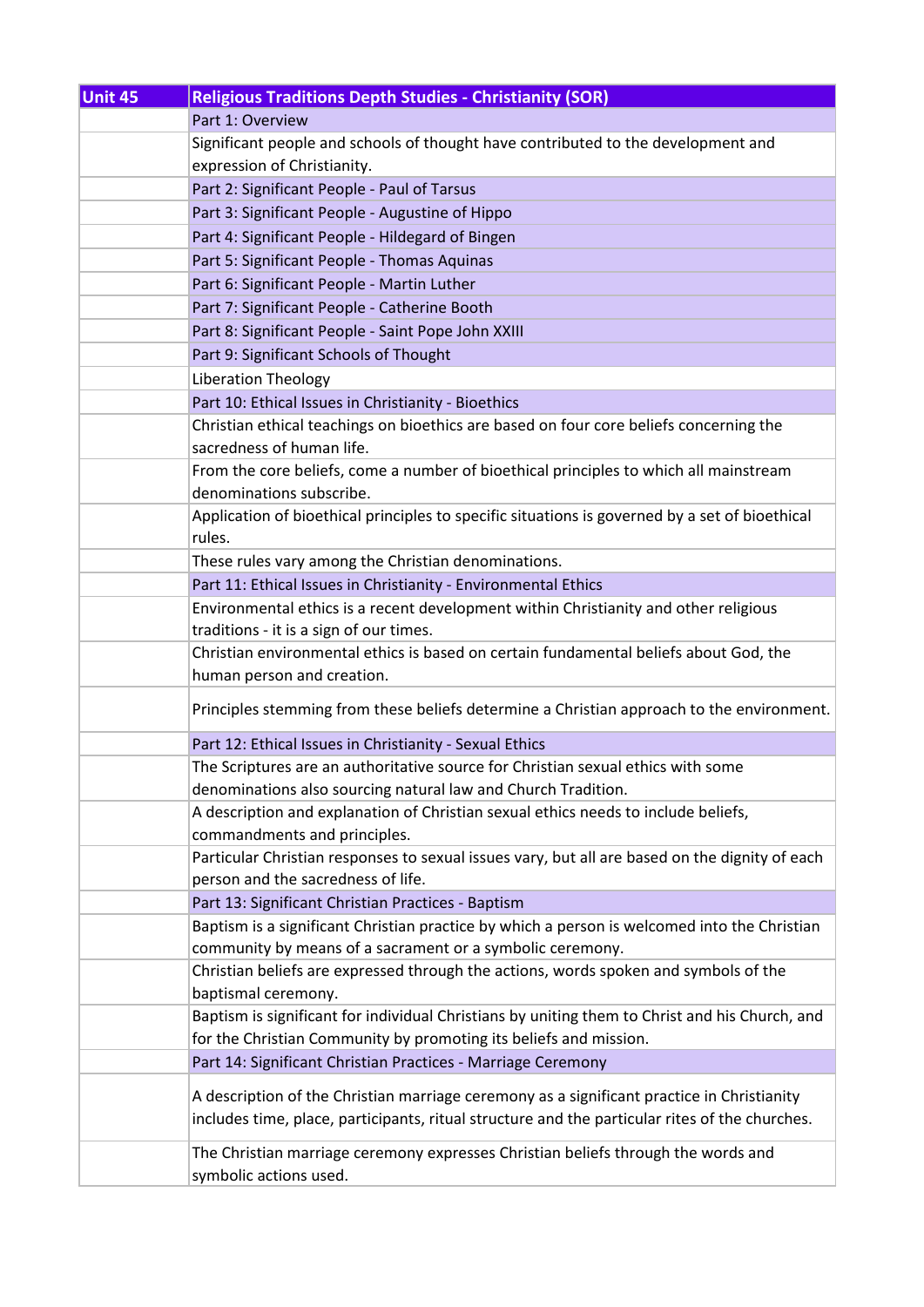| Unit 45 | Religious Traditions Depth Studies - Christianity (SOR) |
|---|---|
| | Part 1: Overview |
| | Significant people and schools of thought have contributed to the development and expression of Christianity. |
| | Part 2: Significant People - Paul of Tarsus |
| | Part 3: Significant People - Augustine of Hippo |
| | Part 4: Significant People - Hildegard of Bingen |
| | Part 5: Significant People - Thomas Aquinas |
| | Part 6: Significant People - Martin Luther |
| | Part 7: Significant People - Catherine Booth |
| | Part 8: Significant People - Saint Pope John XXIII |
| | Part 9: Significant Schools of Thought |
| | Liberation Theology |
| | Part 10: Ethical Issues in Christianity - Bioethics |
| | Christian ethical teachings on bioethics are based on four core beliefs concerning the sacredness of human life. |
| | From the core beliefs, come a number of bioethical principles to which all mainstream denominations subscribe. |
| | Application of bioethical principles to specific situations is governed by a set of bioethical rules. |
| | These rules vary among the Christian denominations. |
| | Part 11: Ethical Issues in Christianity - Environmental Ethics |
| | Environmental ethics is a recent development within Christianity and other religious traditions - it is a sign of our times. |
| | Christian environmental ethics is based on certain fundamental beliefs about God, the human person and creation. |
| | Principles stemming from these beliefs determine a Christian approach to the environment. |
| | Part 12: Ethical Issues in Christianity - Sexual Ethics |
| | The Scriptures are an authoritative source for Christian sexual ethics with some denominations also sourcing natural law and Church Tradition. |
| | A description and explanation of Christian sexual ethics needs to include beliefs, commandments and principles. |
| | Particular Christian responses to sexual issues vary, but all are based on the dignity of each person and the sacredness of life. |
| | Part 13: Significant Christian Practices - Baptism |
| | Baptism is a significant Christian practice by which a person is welcomed into the Christian community by means of a sacrament or a symbolic ceremony. |
| | Christian beliefs are expressed through the actions, words spoken and symbols of the baptismal ceremony. |
| | Baptism is significant for individual Christians by uniting them to Christ and his Church, and for the Christian Community by promoting its beliefs and mission. |
| | Part 14: Significant Christian Practices - Marriage Ceremony |
| | A description of the Christian marriage ceremony as a significant practice in Christianity includes time, place, participants, ritual structure and the particular rites of the churches. |
| | The Christian marriage ceremony expresses Christian beliefs through the words and symbolic actions used. |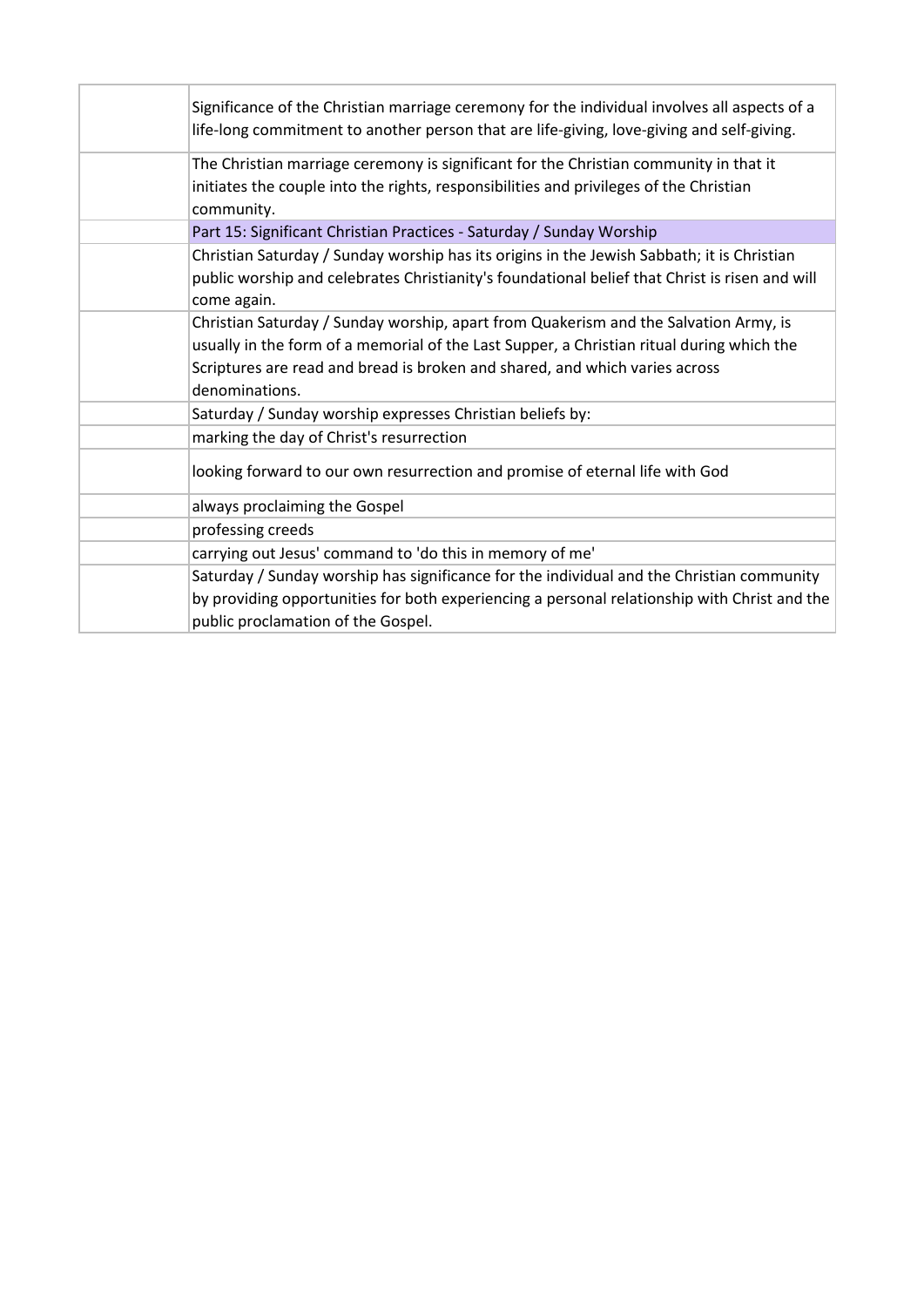| | |
|---|---|
| | Significance of the Christian marriage ceremony for the individual involves all aspects of a life-long commitment to another person that are life-giving, love-giving and self-giving. |
| | The Christian marriage ceremony is significant for the Christian community in that it initiates the couple into the rights, responsibilities and privileges of the Christian community. |
| | Part 15: Significant Christian Practices - Saturday / Sunday Worship |
| | Christian Saturday / Sunday worship has its origins in the Jewish Sabbath; it is Christian public worship and celebrates Christianity's foundational belief that Christ is risen and will come again. |
| | Christian Saturday / Sunday worship, apart from Quakerism and the Salvation Army, is usually in the form of a memorial of the Last Supper, a Christian ritual during which the Scriptures are read and bread is broken and shared, and which varies across denominations. |
| | Saturday / Sunday worship expresses Christian beliefs by: |
| | marking the day of Christ's resurrection |
| | looking forward to our own resurrection and promise of eternal life with God |
| | always proclaiming the Gospel |
| | professing creeds |
| | carrying out Jesus' command to 'do this in memory of me' |
| | Saturday / Sunday worship has significance for the individual and the Christian community by providing opportunities for both experiencing a personal relationship with Christ and the public proclamation of the Gospel. |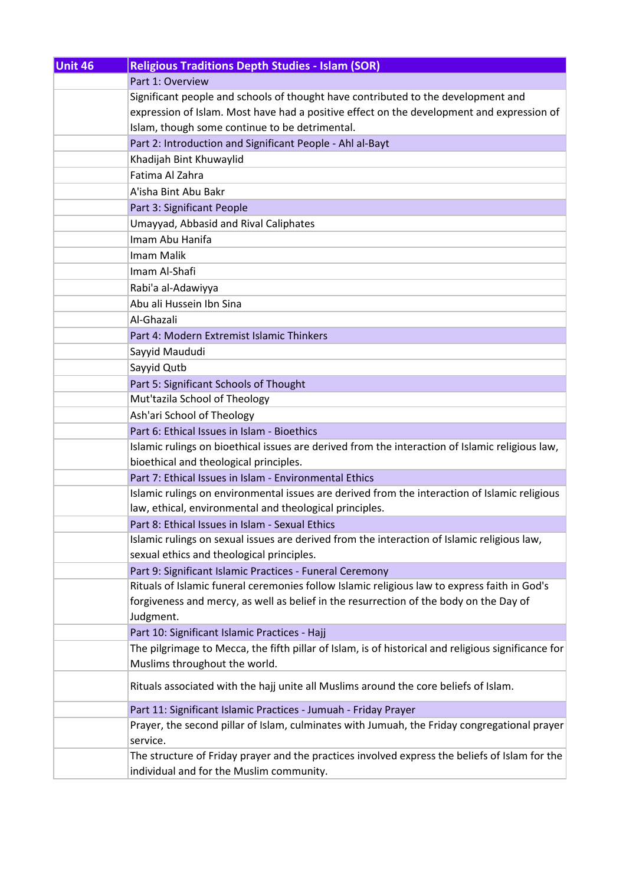| Unit 46 | Religious Traditions Depth Studies - Islam (SOR) |
|---|---|
| | Part 1: Overview |
| | Significant people and schools of thought have contributed to the development and expression of Islam. Most have had a positive effect on the development and expression of Islam, though some continue to be detrimental. |
| | Part 2: Introduction and Significant People - Ahl al-Bayt |
| | Khadijah Bint Khuwaylid |
| | Fatima Al Zahra |
| | A'isha Bint Abu Bakr |
| | Part 3: Significant People |
| | Umayyad, Abbasid and Rival Caliphates |
| | Imam Abu Hanifa |
| | Imam Malik |
| | Imam Al-Shafi |
| | Rabi'a al-Adawiyya |
| | Abu ali Hussein Ibn Sina |
| | Al-Ghazali |
| | Part 4: Modern Extremist Islamic Thinkers |
| | Sayyid Maududi |
| | Sayyid Qutb |
| | Part 5: Significant Schools of Thought |
| | Mut'tazila School of Theology |
| | Ash'ari School of Theology |
| | Part 6: Ethical Issues in Islam - Bioethics |
| | Islamic rulings on bioethical issues are derived from the interaction of Islamic religious law, bioethical and theological principles. |
| | Part 7: Ethical Issues in Islam - Environmental Ethics |
| | Islamic rulings on environmental issues are derived from the interaction of Islamic religious law, ethical, environmental and theological principles. |
| | Part 8: Ethical Issues in Islam - Sexual Ethics |
| | Islamic rulings on sexual issues are derived from the interaction of Islamic religious law, sexual ethics and theological principles. |
| | Part 9: Significant Islamic Practices - Funeral Ceremony |
| | Rituals of Islamic funeral ceremonies follow Islamic religious law to express faith in God's forgiveness and mercy, as well as belief in the resurrection of the body on the Day of Judgment. |
| | Part 10: Significant Islamic Practices - Hajj |
| | The pilgrimage to Mecca, the fifth pillar of Islam, is of historical and religious significance for Muslims throughout the world. |
| | Rituals associated with the hajj unite all Muslims around the core beliefs of Islam. |
| | Part 11: Significant Islamic Practices - Jumuah - Friday Prayer |
| | Prayer, the second pillar of Islam, culminates with Jumuah, the Friday congregational prayer service. |
| | The structure of Friday prayer and the practices involved express the beliefs of Islam for the individual and for the Muslim community. |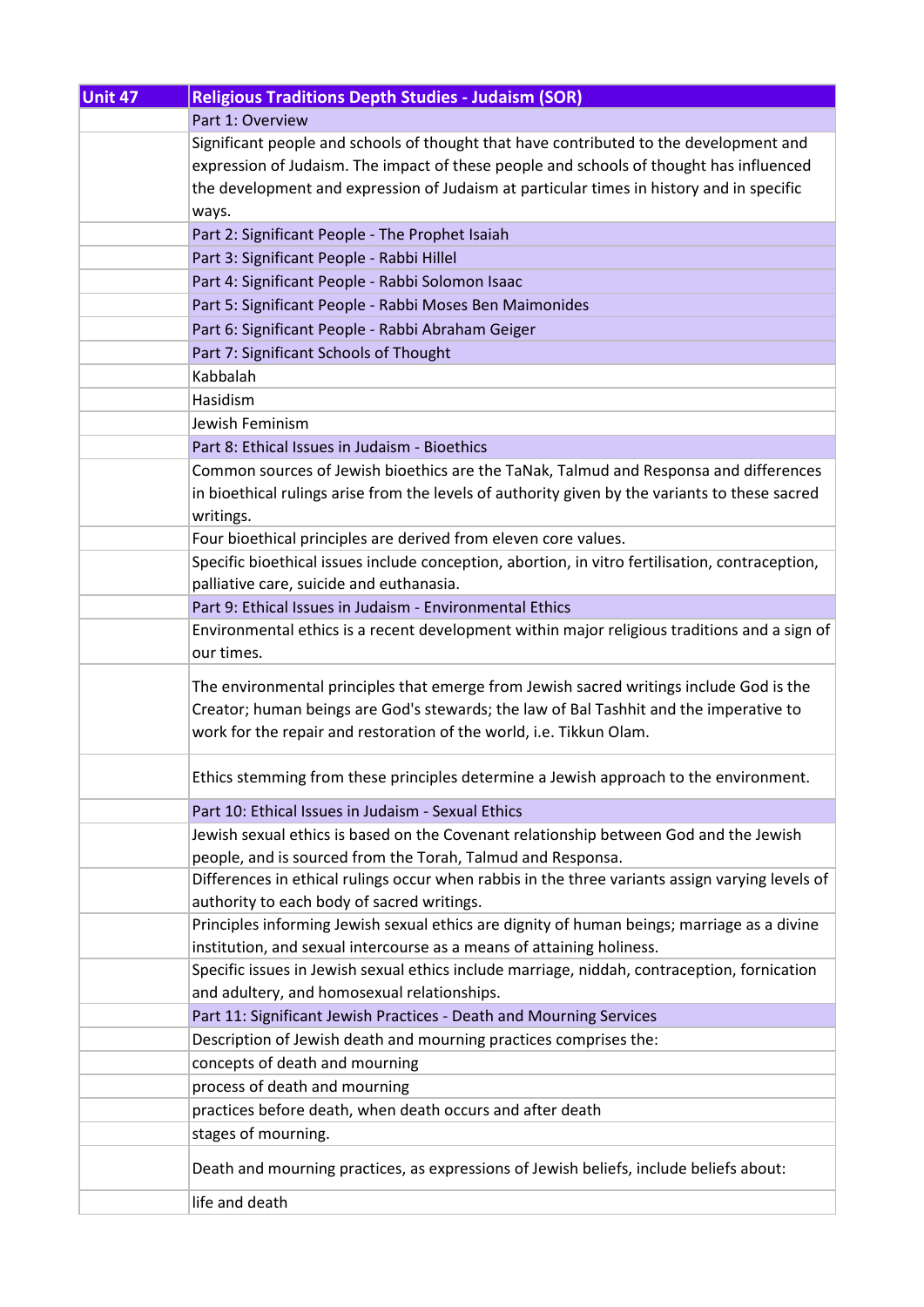| Unit 47 | Religious Traditions Depth Studies - Judaism (SOR) |
| --- | --- |
| | Part 1: Overview |
| | Significant people and schools of thought that have contributed to the development and expression of Judaism. The impact of these people and schools of thought has influenced the development and expression of Judaism at particular times in history and in specific ways. |
| | Part 2: Significant People - The Prophet Isaiah |
| | Part 3: Significant People - Rabbi Hillel |
| | Part 4: Significant People - Rabbi Solomon Isaac |
| | Part 5: Significant People - Rabbi Moses Ben Maimonides |
| | Part 6: Significant People - Rabbi Abraham Geiger |
| | Part 7: Significant Schools of Thought |
| | Kabbalah |
| | Hasidism |
| | Jewish Feminism |
| | Part 8: Ethical Issues in Judaism - Bioethics |
| | Common sources of Jewish bioethics are the TaNak, Talmud and Responsa and differences in bioethical rulings arise from the levels of authority given by the variants to these sacred writings. |
| | Four bioethical principles are derived from eleven core values. |
| | Specific bioethical issues include conception, abortion, in vitro fertilisation, contraception, palliative care, suicide and euthanasia. |
| | Part 9: Ethical Issues in Judaism - Environmental Ethics |
| | Environmental ethics is a recent development within major religious traditions and a sign of our times. |
| | The environmental principles that emerge from Jewish sacred writings include God is the Creator; human beings are God's stewards; the law of Bal Tashhit and the imperative to work for the repair and restoration of the world, i.e. Tikkun Olam. |
| | Ethics stemming from these principles determine a Jewish approach to the environment. |
| | Part 10: Ethical Issues in Judaism - Sexual Ethics |
| | Jewish sexual ethics is based on the Covenant relationship between God and the Jewish people, and is sourced from the Torah, Talmud and Responsa. |
| | Differences in ethical rulings occur when rabbis in the three variants assign varying levels of authority to each body of sacred writings. |
| | Principles informing Jewish sexual ethics are dignity of human beings; marriage as a divine institution, and sexual intercourse as a means of attaining holiness. |
| | Specific issues in Jewish sexual ethics include marriage, niddah, contraception, fornication and adultery, and homosexual relationships. |
| | Part 11: Significant Jewish Practices - Death and Mourning Services |
| | Description of Jewish death and mourning practices comprises the: |
| | concepts of death and mourning |
| | process of death and mourning |
| | practices before death, when death occurs and after death |
| | stages of mourning. |
| | Death and mourning practices, as expressions of Jewish beliefs, include beliefs about: |
| | life and death |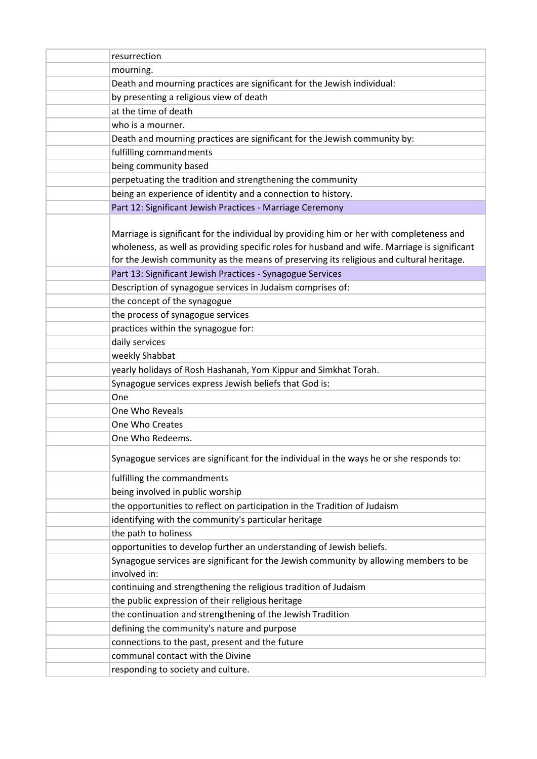| | |
|---|---|
| | resurrection |
| | mourning. |
| | Death and mourning practices are significant for the Jewish individual: |
| | by presenting a religious view of death |
| | at the time of death |
| | who is a mourner. |
| | Death and mourning practices are significant for the Jewish community by: |
| | fulfilling commandments |
| | being community based |
| | perpetuating the tradition and strengthening the community |
| | being an experience of identity and a connection to history. |
| | Part 12: Significant Jewish Practices - Marriage Ceremony |
| | Marriage is significant for the individual by providing him or her with completeness and wholeness, as well as providing specific roles for husband and wife. Marriage is significant for the Jewish community as the means of preserving its religious and cultural heritage. |
| | Part 13: Significant Jewish Practices - Synagogue Services |
| | Description of synagogue services in Judaism comprises of: |
| | the concept of the synagogue |
| | the process of synagogue services |
| | practices within the synagogue for: |
| | daily services |
| | weekly Shabbat |
| | yearly holidays of Rosh Hashanah, Yom Kippur and Simkhat Torah. |
| | Synagogue services express Jewish beliefs that God is: |
| | One |
| | One Who Reveals |
| | One Who Creates |
| | One Who Redeems. |
| | Synagogue services are significant for the individual in the ways he or she responds to: |
| | fulfilling the commandments |
| | being involved in public worship |
| | the opportunities to reflect on participation in the Tradition of Judaism |
| | identifying with the community's particular heritage |
| | the path to holiness |
| | opportunities to develop further an understanding of Jewish beliefs. |
| | Synagogue services are significant for the Jewish community by allowing members to be involved in: |
| | continuing and strengthening the religious tradition of Judaism |
| | the public expression of their religious heritage |
| | the continuation and strengthening of the Jewish Tradition |
| | defining the community's nature and purpose |
| | connections to the past, present and the future |
| | communal contact with the Divine |
| | responding to society and culture. |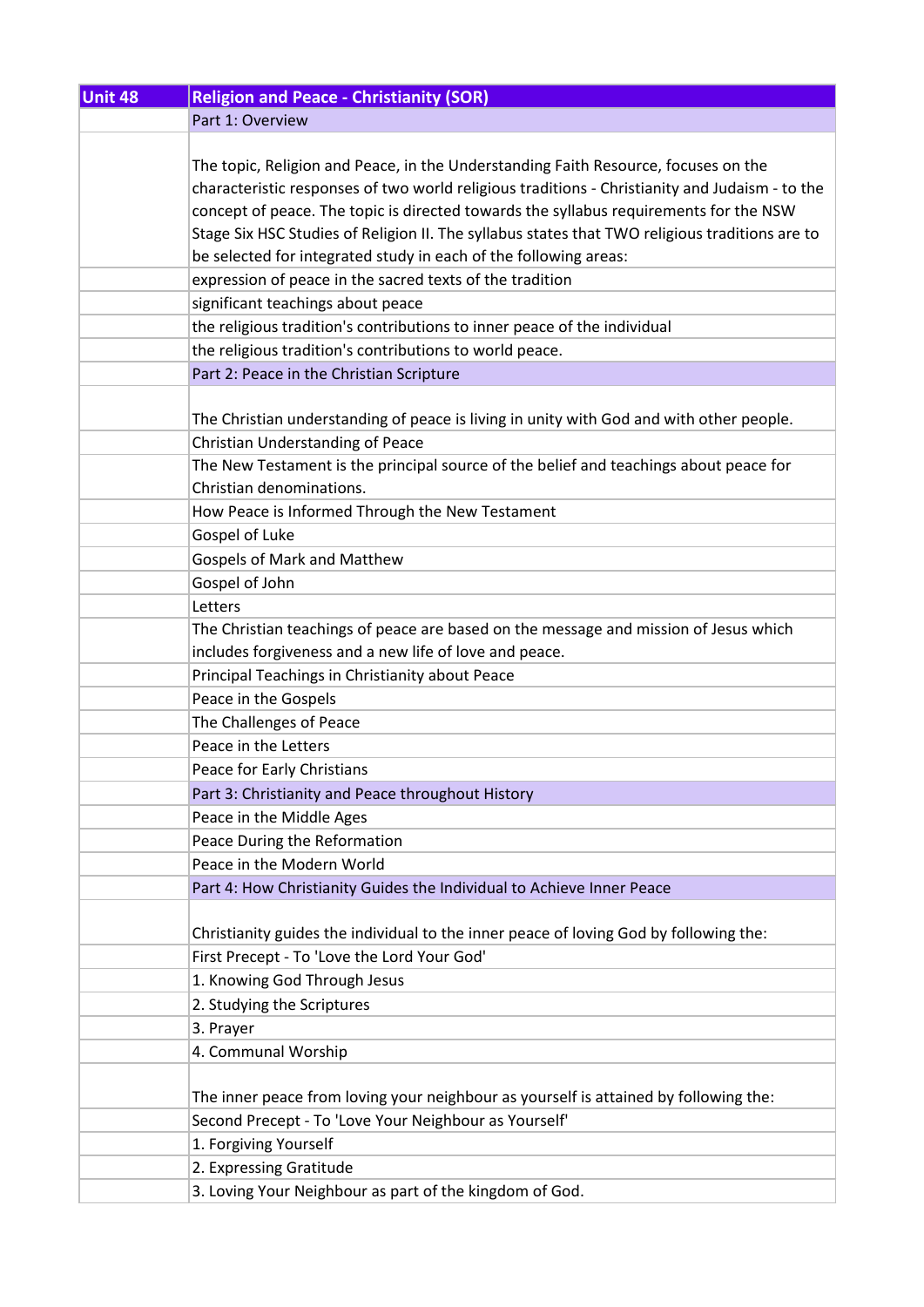| Unit 48 | Religion and Peace - Christianity (SOR) |
| --- | --- |
| | Part 1: Overview |
| | The topic, Religion and Peace, in the Understanding Faith Resource, focuses on the characteristic responses of two world religious traditions - Christianity and Judaism - to the concept of peace. The topic is directed towards the syllabus requirements for the NSW Stage Six HSC Studies of Religion II. The syllabus states that TWO religious traditions are to be selected for integrated study in each of the following areas: |
| | expression of peace in the sacred texts of the tradition |
| | significant teachings about peace |
| | the religious tradition's contributions to inner peace of the individual |
| | the religious tradition's contributions to world peace. |
| | Part 2: Peace in the Christian Scripture |
| | The Christian understanding of peace is living in unity with God and with other people. |
| | Christian Understanding of Peace |
| | The New Testament is the principal source of the belief and teachings about peace for Christian denominations. |
| | How Peace is Informed Through the New Testament |
| | Gospel of Luke |
| | Gospels of Mark and Matthew |
| | Gospel of John |
| | Letters |
| | The Christian teachings of peace are based on the message and mission of Jesus which includes forgiveness and a new life of love and peace. |
| | Principal Teachings in Christianity about Peace |
| | Peace in the Gospels |
| | The Challenges of Peace |
| | Peace in the Letters |
| | Peace for Early Christians |
| | Part 3: Christianity and Peace throughout History |
| | Peace in the Middle Ages |
| | Peace During the Reformation |
| | Peace in the Modern World |
| | Part 4: How Christianity Guides the Individual to Achieve Inner Peace |
| | Christianity guides the individual to the inner peace of loving God by following the: |
| | First Precept - To 'Love the Lord Your God' |
| | 1. Knowing God Through Jesus |
| | 2. Studying the Scriptures |
| | 3. Prayer |
| | 4. Communal Worship |
| | The inner peace from loving your neighbour as yourself is attained by following the: |
| | Second Precept - To 'Love Your Neighbour as Yourself' |
| | 1. Forgiving Yourself |
| | 2. Expressing Gratitude |
| | 3. Loving Your Neighbour as part of the kingdom of God. |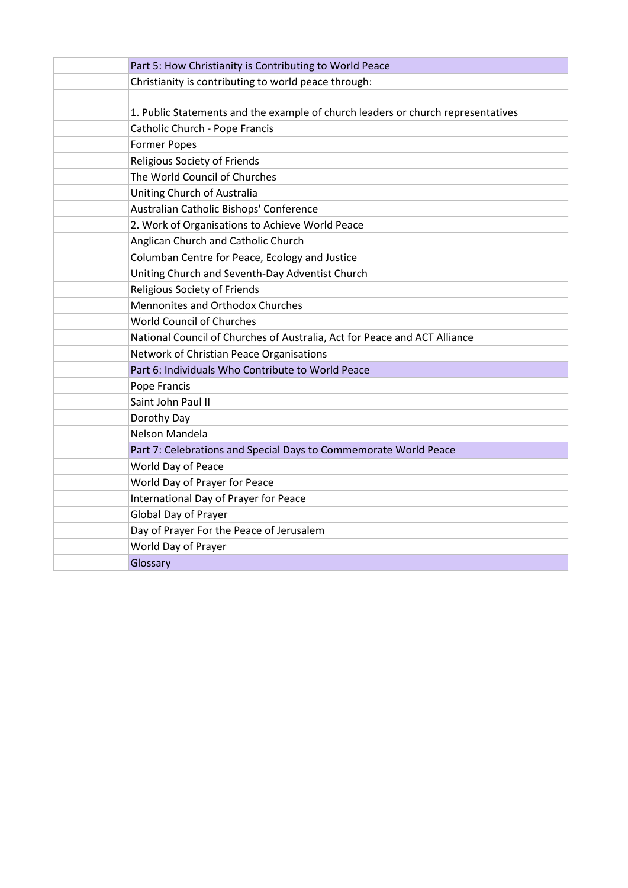| | |
|---|---|
| | Part 5: How Christianity is Contributing to World Peace |
| | Christianity is contributing to world peace through: |
| | 1. Public Statements and the example of church leaders or church representatives |
| | Catholic Church - Pope Francis |
| | Former Popes |
| | Religious Society of Friends |
| | The World Council of Churches |
| | Uniting Church of Australia |
| | Australian Catholic Bishops' Conference |
| | 2. Work of Organisations to Achieve World Peace |
| | Anglican Church and Catholic Church |
| | Columban Centre for Peace, Ecology and Justice |
| | Uniting Church and Seventh-Day Adventist Church |
| | Religious Society of Friends |
| | Mennonites and Orthodox Churches |
| | World Council of Churches |
| | National Council of Churches of Australia, Act for Peace and ACT Alliance |
| | Network of Christian Peace Organisations |
| | Part 6: Individuals Who Contribute to World Peace |
| | Pope Francis |
| | Saint John Paul II |
| | Dorothy Day |
| | Nelson Mandela |
| | Part 7: Celebrations and Special Days to Commemorate World Peace |
| | World Day of Peace |
| | World Day of Prayer for Peace |
| | International Day of Prayer for Peace |
| | Global Day of Prayer |
| | Day of Prayer For the Peace of Jerusalem |
| | World Day of Prayer |
| | Glossary |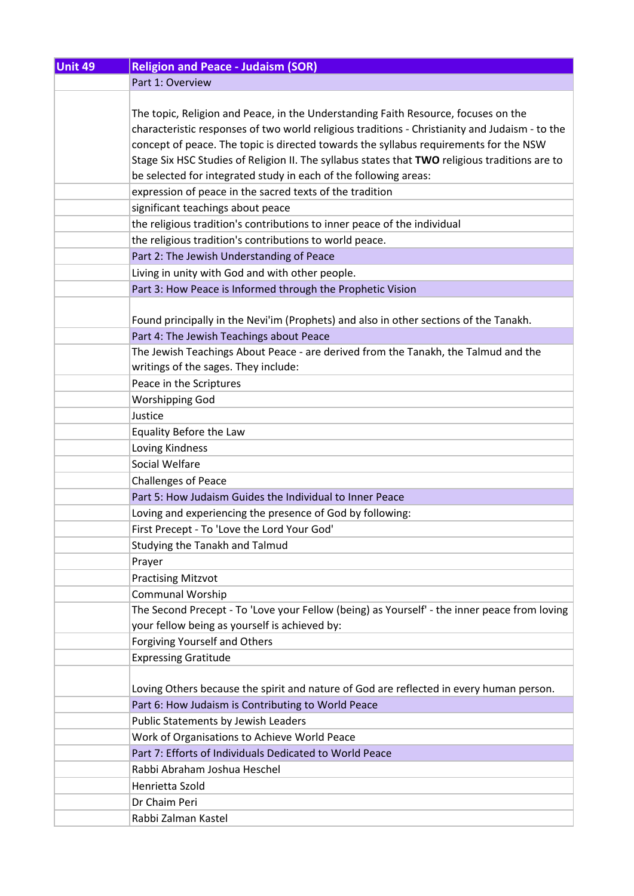| Unit 49 | Religion and Peace - Judaism (SOR) |
|---|---|
| | Part 1: Overview |
| | The topic, Religion and Peace, in the Understanding Faith Resource, focuses on the characteristic responses of two world religious traditions - Christianity and Judaism - to the concept of peace. The topic is directed towards the syllabus requirements for the NSW Stage Six HSC Studies of Religion II. The syllabus states that **TWO** religious traditions are to be selected for integrated study in each of the following areas: |
| | expression of peace in the sacred texts of the tradition |
| | significant teachings about peace |
| | the religious tradition's contributions to inner peace of the individual |
| | the religious tradition's contributions to world peace. |
| | Part 2: The Jewish Understanding of Peace |
| | Living in unity with God and with other people. |
| | Part 3: How Peace is Informed through the Prophetic Vision |
| | Found principally in the Nevi'im (Prophets) and also in other sections of the Tanakh. |
| | Part 4: The Jewish Teachings about Peace |
| | The Jewish Teachings About Peace - are derived from the Tanakh, the Talmud and the writings of the sages. They include: |
| | Peace in the Scriptures |
| | Worshipping God |
| | Justice |
| | Equality Before the Law |
| | Loving Kindness |
| | Social Welfare |
| | Challenges of Peace |
| | Part 5: How Judaism Guides the Individual to Inner Peace |
| | Loving and experiencing the presence of God by following: |
| | First Precept - To 'Love the Lord Your God' |
| | Studying the Tanakh and Talmud |
| | Prayer |
| | Practising Mitzvot |
| | Communal Worship |
| | The Second Precept - To 'Love your Fellow (being) as Yourself' - the inner peace from loving your fellow being as yourself is achieved by: |
| | Forgiving Yourself and Others |
| | Expressing Gratitude |
| | Loving Others because the spirit and nature of God are reflected in every human person. |
| | Part 6: How Judaism is Contributing to World Peace |
| | Public Statements by Jewish Leaders |
| | Work of Organisations to Achieve World Peace |
| | Part 7: Efforts of Individuals Dedicated to World Peace |
| | Rabbi Abraham Joshua Heschel |
| | Henrietta Szold |
| | Dr Chaim Peri |
| | Rabbi Zalman Kastel |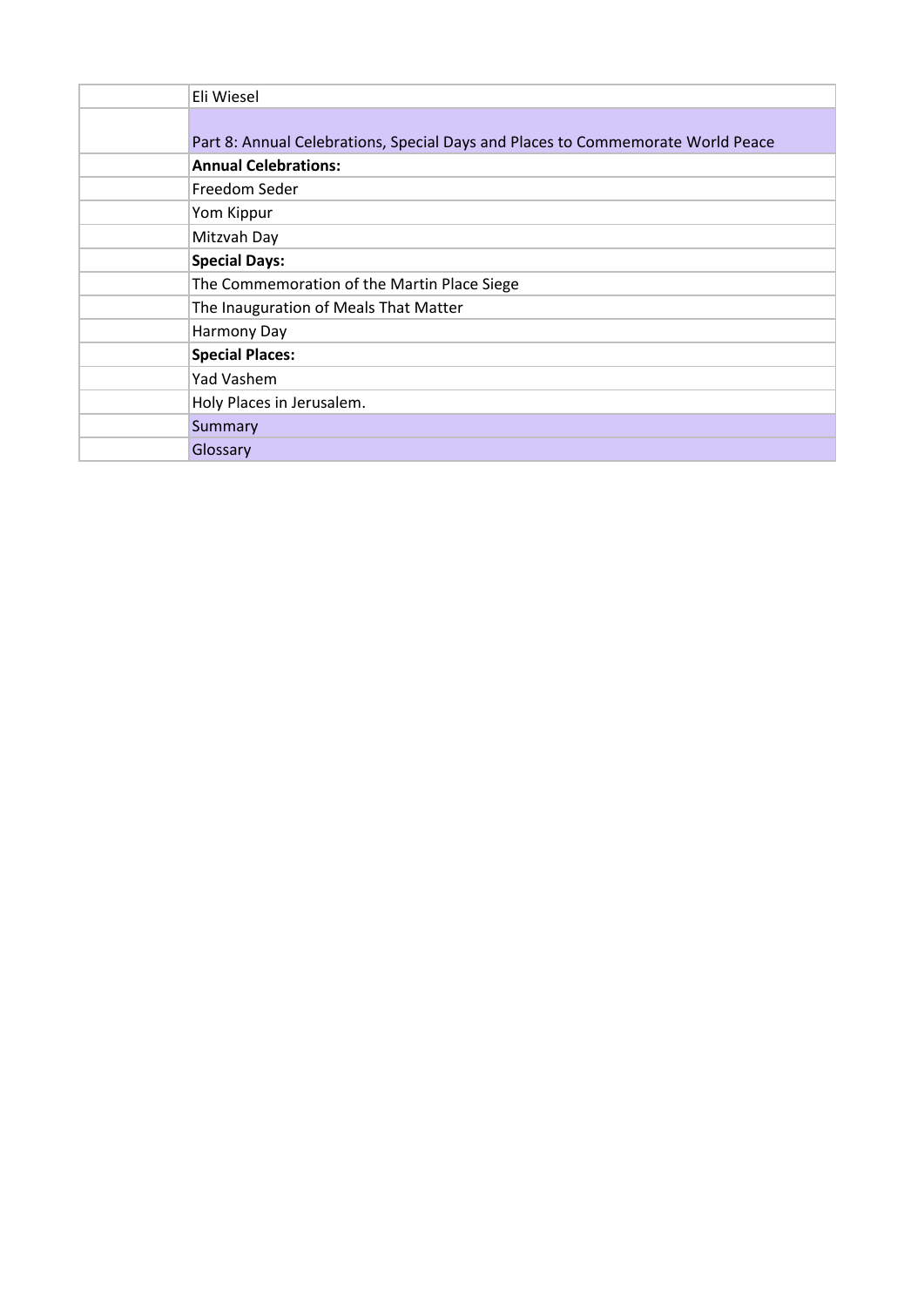| | |
|---|---|
| | Eli Wiesel |
| | Part 8: Annual Celebrations, Special Days and Places to Commemorate World Peace |
| | **Annual Celebrations:** |
| | Freedom Seder |
| | Yom Kippur |
| | Mitzvah Day |
| | **Special Days:** |
| | The Commemoration of the Martin Place Siege |
| | The Inauguration of Meals That Matter |
| | Harmony Day |
| | **Special Places:** |
| | Yad Vashem |
| | Holy Places in Jerusalem. |
| | Summary |
| | Glossary |